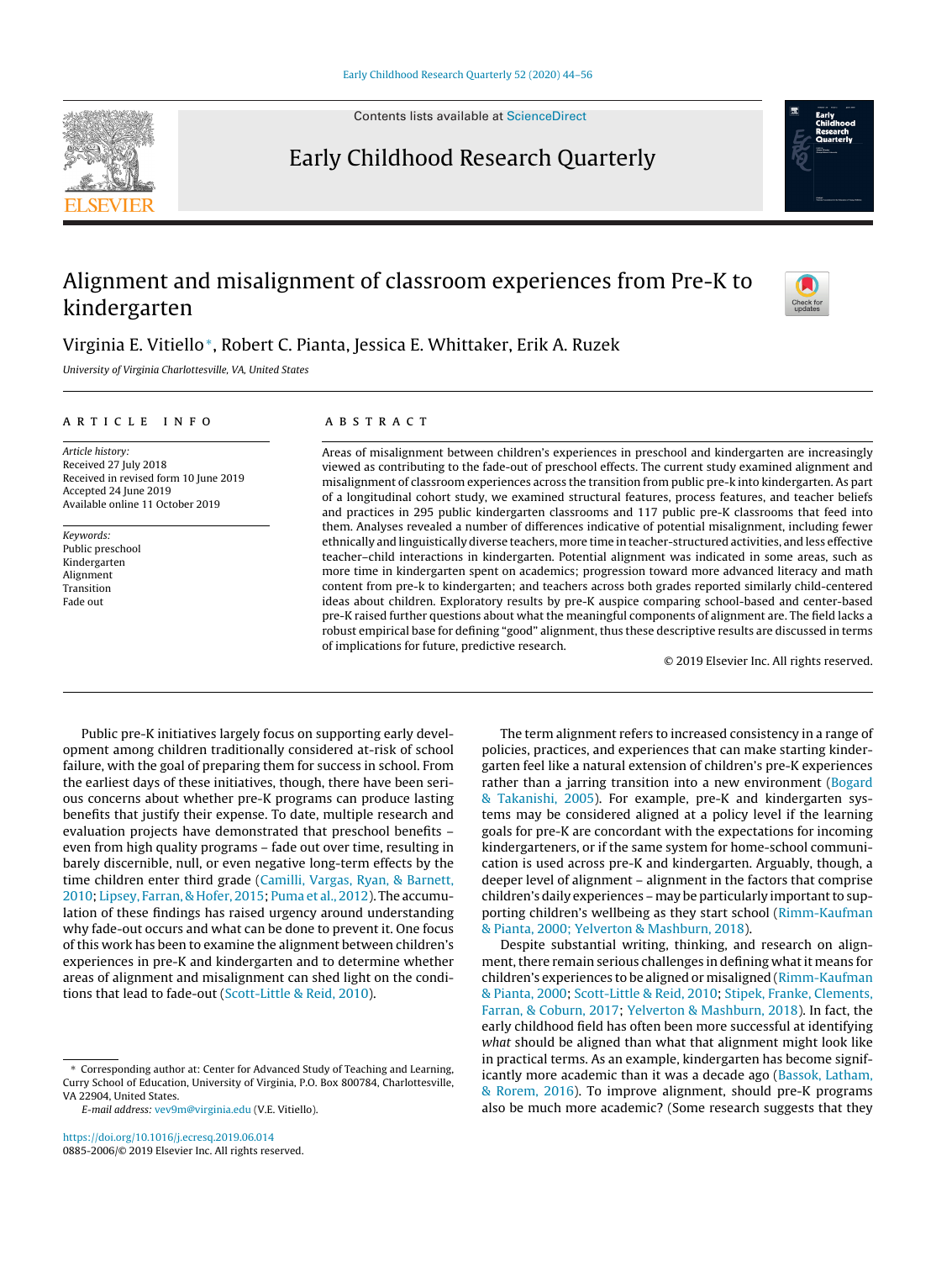# Alignment and misalignment of classroom experiences from Pre-K to kindergarten

Virginia E. Vitiello*, Robert C. Pianta, Jessica E. Whittaker, Erik A. Ruzek

*University of Virginia Charlottesville, VA, United States*

## ARTICLE INFO

*Article history:*
Received 27 July 2018
Received in revised form 10 June 2019
Accepted 24 June 2019
Available online 11 October 2019

*Keywords:*
Public preschool
Kindergarten
Alignment
Transition
Fade out

## ABSTRACT

Areas of misalignment between children's experiences in preschool and kindergarten are increasingly viewed as contributing to the fade-out of preschool effects. The current study examined alignment and misalignment of classroom experiences across the transition from public pre-k into kindergarten. As part of a longitudinal cohort study, we examined structural features, process features, and teacher beliefs and practices in 295 public kindergarten classrooms and 117 public pre-K classrooms that feed into them. Analyses revealed a number of differences indicative of potential misalignment, including fewer ethnically and linguistically diverse teachers, more time in teacher-structured activities, and less effective teacher–child interactions in kindergarten. Potential alignment was indicated in some areas, such as more time in kindergarten spent on academics; progression toward more advanced literacy and math content from pre-k to kindergarten; and teachers across both grades reported similarly child-centered ideas about children. Exploratory results by pre-K auspice comparing school-based and center-based pre-K raised further questions about what the meaningful components of alignment are. The field lacks a robust empirical base for defining "good" alignment, thus these descriptive results are discussed in terms of implications for future, predictive research.

© 2019 Elsevier Inc. All rights reserved.

Public pre-K initiatives largely focus on supporting early development among children traditionally considered at-risk of school failure, with the goal of preparing them for success in school. From the earliest days of these initiatives, though, there have been serious concerns about whether pre-K programs can produce lasting benefits that justify their expense. To date, multiple research and evaluation projects have demonstrated that preschool benefits – even from high quality programs – fade out over time, resulting in barely discernible, null, or even negative long-term effects by the time children enter third grade (Camilli, Vargas, Ryan, & Barnett, 2010; Lipsey, Farran, & Hofer, 2015; Puma et al., 2012). The accumulation of these findings has raised urgency around understanding why fade-out occurs and what can be done to prevent it. One focus of this work has been to examine the alignment between children's experiences in pre-K and kindergarten and to determine whether areas of alignment and misalignment can shed light on the conditions that lead to fade-out (Scott-Little & Reid, 2010).

The term alignment refers to increased consistency in a range of policies, practices, and experiences that can make starting kindergarten feel like a natural extension of children's pre-K experiences rather than a jarring transition into a new environment (Bogard & Takanishi, 2005). For example, pre-K and kindergarten systems may be considered aligned at a policy level if the learning goals for pre-K are concordant with the expectations for incoming kindergarteners, or if the same system for home-school communication is used across pre-K and kindergarten. Arguably, though, a deeper level of alignment – alignment in the factors that comprise children's daily experiences – may be particularly important to supporting children's wellbeing as they start school (Rimm-Kaufman & Pianta, 2000; Yelverton & Mashburn, 2018).

Despite substantial writing, thinking, and research on alignment, there remain serious challenges in defining what it means for children's experiences to be aligned or misaligned (Rimm-Kaufman & Pianta, 2000; Scott-Little & Reid, 2010; Stipek, Franke, Clements, Farran, & Coburn, 2017; Yelverton & Mashburn, 2018). In fact, the early childhood field has often been more successful at identifying *what* should be aligned than what that alignment might look like in practical terms. As an example, kindergarten has become significantly more academic than it was a decade ago (Bassok, Latham, & Rorem, 2016). To improve alignment, should pre-K programs also be much more academic? (Some research suggests that they

---

* Corresponding author at: Center for Advanced Study of Teaching and Learning, Curry School of Education, University of Virginia, P.O. Box 800784, Charlottesville, VA 22904, United States.

*E-mail address:* vev9m@virginia.edu (V.E. Vitiello).

https://doi.org/10.1016/j.ecresq.2019.06.014
0885-2006/© 2019 Elsevier Inc. All rights reserved.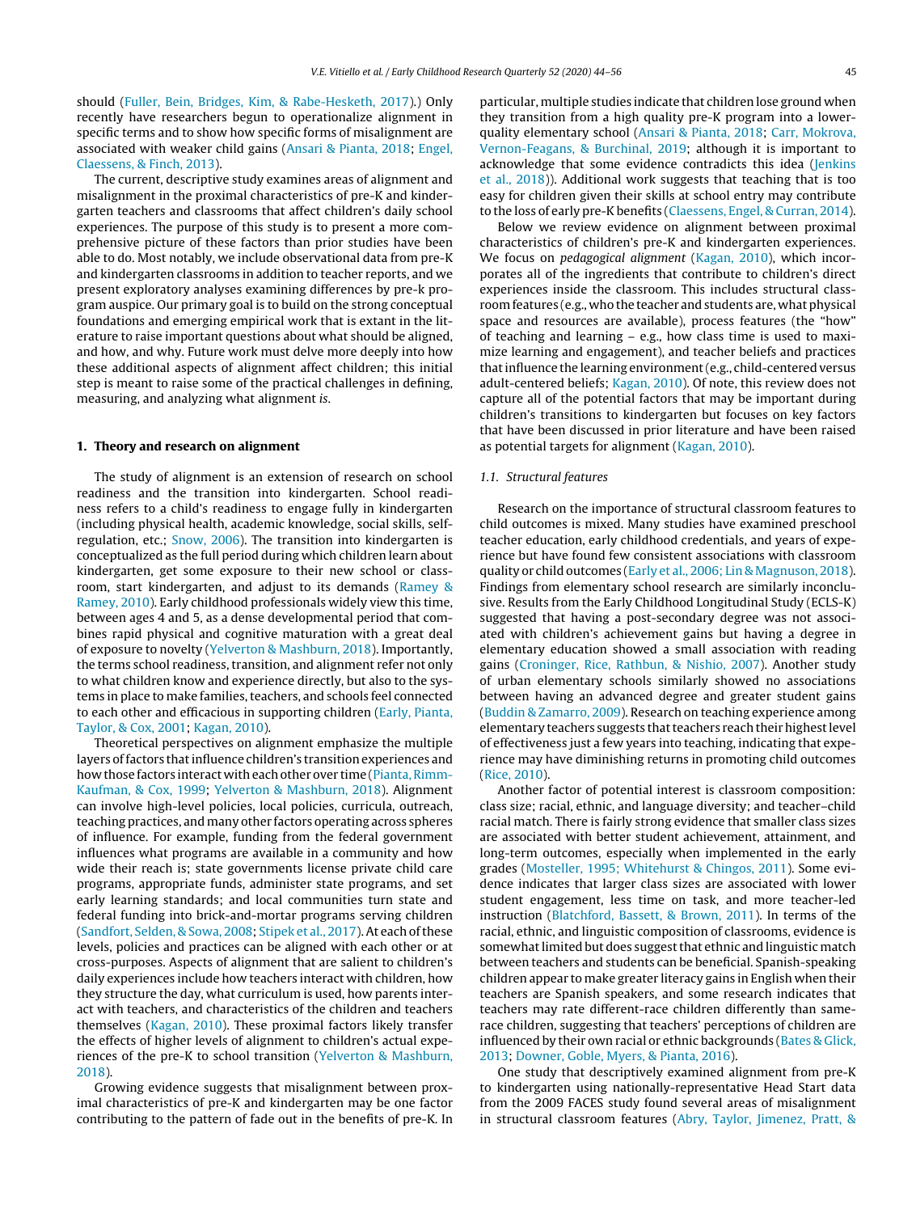should (Fuller, Bein, Bridges, Kim, & Rabe-Hesketh, 2017).) Only recently have researchers begun to operationalize alignment in specific terms and to show how specific forms of misalignment are associated with weaker child gains (Ansari & Pianta, 2018; Engel, Claessens, & Finch, 2013).

The current, descriptive study examines areas of alignment and misalignment in the proximal characteristics of pre-K and kindergarten teachers and classrooms that affect children's daily school experiences. The purpose of this study is to present a more comprehensive picture of these factors than prior studies have been able to do. Most notably, we include observational data from pre-K and kindergarten classrooms in addition to teacher reports, and we present exploratory analyses examining differences by pre-k program auspice. Our primary goal is to build on the strong conceptual foundations and emerging empirical work that is extant in the literature to raise important questions about what should be aligned, and how, and why. Future work must delve more deeply into how these additional aspects of alignment affect children; this initial step is meant to raise some of the practical challenges in defining, measuring, and analyzing what alignment *is*.

## 1. Theory and research on alignment

The study of alignment is an extension of research on school readiness and the transition into kindergarten. School readiness refers to a child's readiness to engage fully in kindergarten (including physical health, academic knowledge, social skills, self-regulation, etc.; Snow, 2006). The transition into kindergarten is conceptualized as the full period during which children learn about kindergarten, get some exposure to their new school or classroom, start kindergarten, and adjust to its demands (Ramey & Ramey, 2010). Early childhood professionals widely view this time, between ages 4 and 5, as a dense developmental period that combines rapid physical and cognitive maturation with a great deal of exposure to novelty (Yelverton & Mashburn, 2018). Importantly, the terms school readiness, transition, and alignment refer not only to what children know and experience directly, but also to the systems in place to make families, teachers, and schools feel connected to each other and efficacious in supporting children (Early, Pianta, Taylor, & Cox, 2001; Kagan, 2010).

Theoretical perspectives on alignment emphasize the multiple layers of factors that influence children's transition experiences and how those factors interact with each other over time (Pianta, Rimm-Kaufman, & Cox, 1999; Yelverton & Mashburn, 2018). Alignment can involve high-level policies, local policies, curricula, outreach, teaching practices, and many other factors operating across spheres of influence. For example, funding from the federal government influences what programs are available in a community and how wide their reach is; state governments license private child care programs, appropriate funds, administer state programs, and set early learning standards; and local communities turn state and federal funding into brick-and-mortar programs serving children (Sandfort, Selden, & Sowa, 2008; Stipek et al., 2017). At each of these levels, policies and practices can be aligned with each other or at cross-purposes. Aspects of alignment that are salient to children's daily experiences include how teachers interact with children, how they structure the day, what curriculum is used, how parents interact with teachers, and characteristics of the children and teachers themselves (Kagan, 2010). These proximal factors likely transfer the effects of higher levels of alignment to children's actual experiences of the pre-K to school transition (Yelverton & Mashburn, 2018).

Growing evidence suggests that misalignment between proximal characteristics of pre-K and kindergarten may be one factor contributing to the pattern of fade out in the benefits of pre-K. In particular, multiple studies indicate that children lose ground when they transition from a high quality pre-K program into a lower-quality elementary school (Ansari & Pianta, 2018; Carr, Mokrova, Vernon-Feagans, & Burchinal, 2019; although it is important to acknowledge that some evidence contradicts this idea (Jenkins et al., 2018)). Additional work suggests that teaching that is too easy for children given their skills at school entry may contribute to the loss of early pre-K benefits (Claessens, Engel, & Curran, 2014).

Below we review evidence on alignment between proximal characteristics of children's pre-K and kindergarten experiences. We focus on *pedagogical alignment* (Kagan, 2010), which incorporates all of the ingredients that contribute to children's direct experiences inside the classroom. This includes structural classroom features (e.g., who the teacher and students are, what physical space and resources are available), process features (the "how" of teaching and learning – e.g., how class time is used to maximize learning and engagement), and teacher beliefs and practices that influence the learning environment (e.g., child-centered versus adult-centered beliefs; Kagan, 2010). Of note, this review does not capture all of the potential factors that may be important during children's transitions to kindergarten but focuses on key factors that have been discussed in prior literature and have been raised as potential targets for alignment (Kagan, 2010).

### 1.1. Structural features

Research on the importance of structural classroom features to child outcomes is mixed. Many studies have examined preschool teacher education, early childhood credentials, and years of experience but have found few consistent associations with classroom quality or child outcomes (Early et al., 2006; Lin & Magnuson, 2018). Findings from elementary school research are similarly inconclusive. Results from the Early Childhood Longitudinal Study (ECLS-K) suggested that having a post-secondary degree was not associated with children's achievement gains but having a degree in elementary education showed a small association with reading gains (Croninger, Rice, Rathbun, & Nishio, 2007). Another study of urban elementary schools similarly showed no associations between having an advanced degree and greater student gains (Buddin & Zamarro, 2009). Research on teaching experience among elementary teachers suggests that teachers reach their highest level of effectiveness just a few years into teaching, indicating that experience may have diminishing returns in promoting child outcomes (Rice, 2010).

Another factor of potential interest is classroom composition: class size; racial, ethnic, and language diversity; and teacher–child racial match. There is fairly strong evidence that smaller class sizes are associated with better student achievement, attainment, and long-term outcomes, especially when implemented in the early grades (Mosteller, 1995; Whitehurst & Chingos, 2011). Some evidence indicates that larger class sizes are associated with lower student engagement, less time on task, and more teacher-led instruction (Blatchford, Bassett, & Brown, 2011). In terms of the racial, ethnic, and linguistic composition of classrooms, evidence is somewhat limited but does suggest that ethnic and linguistic match between teachers and students can be beneficial. Spanish-speaking children appear to make greater literacy gains in English when their teachers are Spanish speakers, and some research indicates that teachers may rate different-race children differently than same-race children, suggesting that teachers' perceptions of children are influenced by their own racial or ethnic backgrounds (Bates & Glick, 2013; Downer, Goble, Myers, & Pianta, 2016).

One study that descriptively examined alignment from pre-K to kindergarten using nationally-representative Head Start data from the 2009 FACES study found several areas of misalignment in structural classroom features (Abry, Taylor, Jimenez, Pratt, &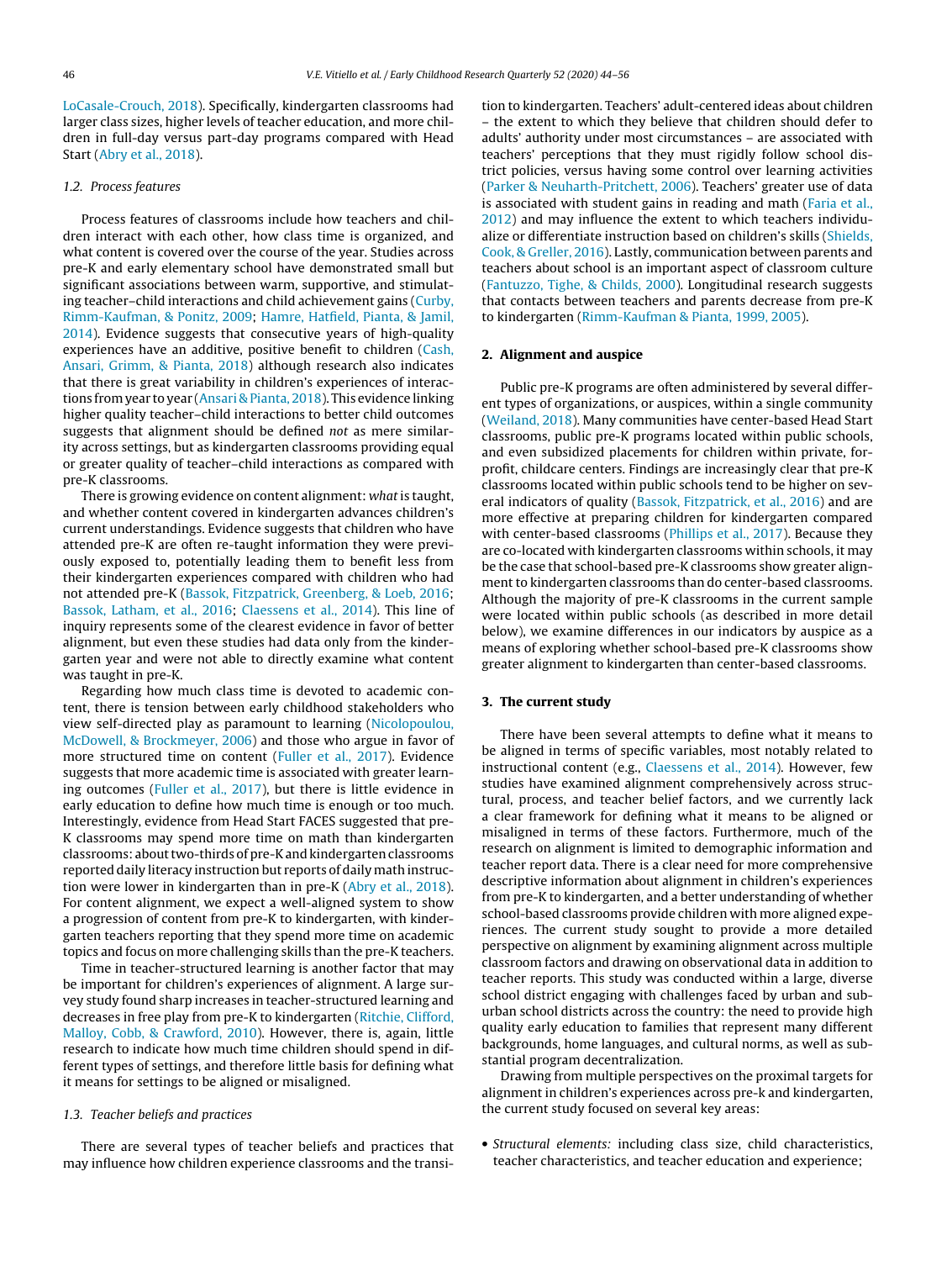LoCasale-Crouch, 2018). Specifically, kindergarten classrooms had larger class sizes, higher levels of teacher education, and more children in full-day versus part-day programs compared with Head Start (Abry et al., 2018).

### 1.2. Process features

Process features of classrooms include how teachers and children interact with each other, how class time is organized, and what content is covered over the course of the year. Studies across pre-K and early elementary school have demonstrated small but significant associations between warm, supportive, and stimulating teacher–child interactions and child achievement gains (Curby, Rimm-Kaufman, & Ponitz, 2009; Hamre, Hatfield, Pianta, & Jamil, 2014). Evidence suggests that consecutive years of high-quality experiences have an additive, positive benefit to children (Cash, Ansari, Grimm, & Pianta, 2018) although research also indicates that there is great variability in children's experiences of interactions from year to year (Ansari & Pianta, 2018). This evidence linking higher quality teacher–child interactions to better child outcomes suggests that alignment should be defined *not* as mere similarity across settings, but as kindergarten classrooms providing equal or greater quality of teacher–child interactions as compared with pre-K classrooms.

There is growing evidence on content alignment: *what* is taught, and whether content covered in kindergarten advances children's current understandings. Evidence suggests that children who have attended pre-K are often re-taught information they were previously exposed to, potentially leading them to benefit less from their kindergarten experiences compared with children who had not attended pre-K (Bassok, Fitzpatrick, Greenberg, & Loeb, 2016; Bassok, Latham, et al., 2016; Claessens et al., 2014). This line of inquiry represents some of the clearest evidence in favor of better alignment, but even these studies had data only from the kindergarten year and were not able to directly examine what content was taught in pre-K.

Regarding how much class time is devoted to academic content, there is tension between early childhood stakeholders who view self-directed play as paramount to learning (Nicolopoulou, McDowell, & Brockmeyer, 2006) and those who argue in favor of more structured time on content (Fuller et al., 2017). Evidence suggests that more academic time is associated with greater learning outcomes (Fuller et al., 2017), but there is little evidence in early education to define how much time is enough or too much. Interestingly, evidence from Head Start FACES suggested that pre-K classrooms may spend more time on math than kindergarten classrooms: about two-thirds of pre-K and kindergarten classrooms reported daily literacy instruction but reports of daily math instruction were lower in kindergarten than in pre-K (Abry et al., 2018). For content alignment, we expect a well-aligned system to show a progression of content from pre-K to kindergarten, with kindergarten teachers reporting that they spend more time on academic topics and focus on more challenging skills than the pre-K teachers.

Time in teacher-structured learning is another factor that may be important for children's experiences of alignment. A large survey study found sharp increases in teacher-structured learning and decreases in free play from pre-K to kindergarten (Ritchie, Clifford, Malloy, Cobb, & Crawford, 2010). However, there is, again, little research to indicate how much time children should spend in different types of settings, and therefore little basis for defining what it means for settings to be aligned or misaligned.

### 1.3. Teacher beliefs and practices

There are several types of teacher beliefs and practices that may influence how children experience classrooms and the transition to kindergarten. Teachers' adult-centered ideas about children – the extent to which they believe that children should defer to adults' authority under most circumstances – are associated with teachers' perceptions that they must rigidly follow school district policies, versus having some control over learning activities (Parker & Neuharth-Pritchett, 2006). Teachers' greater use of data is associated with student gains in reading and math (Faria et al., 2012) and may influence the extent to which teachers individualize or differentiate instruction based on children's skills (Shields, Cook, & Greller, 2016). Lastly, communication between parents and teachers about school is an important aspect of classroom culture (Fantuzzo, Tighe, & Childs, 2000). Longitudinal research suggests that contacts between teachers and parents decrease from pre-K to kindergarten (Rimm-Kaufman & Pianta, 1999, 2005).

## 2. Alignment and auspice

Public pre-K programs are often administered by several different types of organizations, or auspices, within a single community (Weiland, 2018). Many communities have center-based Head Start classrooms, public pre-K programs located within public schools, and even subsidized placements for children within private, for-profit, childcare centers. Findings are increasingly clear that pre-K classrooms located within public schools tend to be higher on several indicators of quality (Bassok, Fitzpatrick, et al., 2016) and are more effective at preparing children for kindergarten compared with center-based classrooms (Phillips et al., 2017). Because they are co-located with kindergarten classrooms within schools, it may be the case that school-based pre-K classrooms show greater alignment to kindergarten classrooms than do center-based classrooms. Although the majority of pre-K classrooms in the current sample were located within public schools (as described in more detail below), we examine differences in our indicators by auspice as a means of exploring whether school-based pre-K classrooms show greater alignment to kindergarten than center-based classrooms.

## 3. The current study

There have been several attempts to define what it means to be aligned in terms of specific variables, most notably related to instructional content (e.g., Claessens et al., 2014). However, few studies have examined alignment comprehensively across structural, process, and teacher belief factors, and we currently lack a clear framework for defining what it means to be aligned or misaligned in terms of these factors. Furthermore, much of the research on alignment is limited to demographic information and teacher report data. There is a clear need for more comprehensive descriptive information about alignment in children's experiences from pre-K to kindergarten, and a better understanding of whether school-based classrooms provide children with more aligned experiences. The current study sought to provide a more detailed perspective on alignment by examining alignment across multiple classroom factors and drawing on observational data in addition to teacher reports. This study was conducted within a large, diverse school district engaging with challenges faced by urban and suburban school districts across the country: the need to provide high quality early education to families that represent many different backgrounds, home languages, and cultural norms, as well as substantial program decentralization.

Drawing from multiple perspectives on the proximal targets for alignment in children's experiences across pre-k and kindergarten, the current study focused on several key areas:

- *Structural elements:* including class size, child characteristics, teacher characteristics, and teacher education and experience;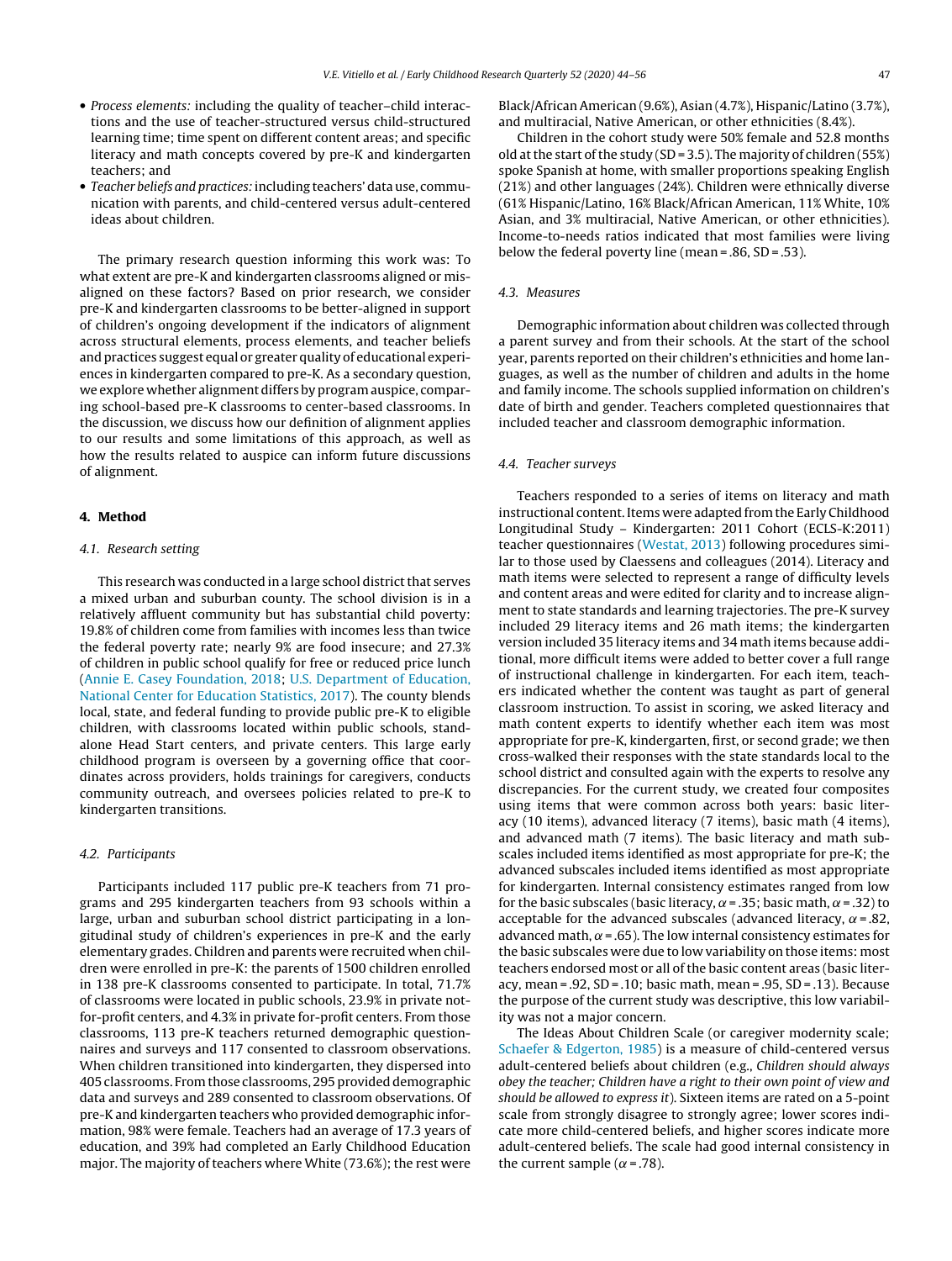- *Process elements:* including the quality of teacher–child interactions and the use of teacher-structured versus child-structured learning time; time spent on different content areas; and specific literacy and math concepts covered by pre-K and kindergarten teachers; and
- *Teacher beliefs and practices:* including teachers' data use, communication with parents, and child-centered versus adult-centered ideas about children.

The primary research question informing this work was: To what extent are pre-K and kindergarten classrooms aligned or misaligned on these factors? Based on prior research, we consider pre-K and kindergarten classrooms to be better-aligned in support of children's ongoing development if the indicators of alignment across structural elements, process elements, and teacher beliefs and practices suggest equal or greater quality of educational experiences in kindergarten compared to pre-K. As a secondary question, we explore whether alignment differs by program auspice, comparing school-based pre-K classrooms to center-based classrooms. In the discussion, we discuss how our definition of alignment applies to our results and some limitations of this approach, as well as how the results related to auspice can inform future discussions of alignment.

## 4. Method

### 4.1. Research setting

This research was conducted in a large school district that serves a mixed urban and suburban county. The school division is in a relatively affluent community but has substantial child poverty: 19.8% of children come from families with incomes less than twice the federal poverty rate; nearly 9% are food insecure; and 27.3% of children in public school qualify for free or reduced price lunch (Annie E. Casey Foundation, 2018; U.S. Department of Education, National Center for Education Statistics, 2017). The county blends local, state, and federal funding to provide public pre-K to eligible children, with classrooms located within public schools, standalone Head Start centers, and private centers. This large early childhood program is overseen by a governing office that coordinates across providers, holds trainings for caregivers, conducts community outreach, and oversees policies related to pre-K to kindergarten transitions.

### 4.2. Participants

Participants included 117 public pre-K teachers from 71 programs and 295 kindergarten teachers from 93 schools within a large, urban and suburban school district participating in a longitudinal study of children's experiences in pre-K and the early elementary grades. Children and parents were recruited when children were enrolled in pre-K: the parents of 1500 children enrolled in 138 pre-K classrooms consented to participate. In total, 71.7% of classrooms were located in public schools, 23.9% in private not-for-profit centers, and 4.3% in private for-profit centers. From those classrooms, 113 pre-K teachers returned demographic questionnaires and surveys and 117 consented to classroom observations. When children transitioned into kindergarten, they dispersed into 405 classrooms. From those classrooms, 295 provided demographic data and surveys and 289 consented to classroom observations. Of pre-K and kindergarten teachers who provided demographic information, 98% were female. Teachers had an average of 17.3 years of education, and 39% had completed an Early Childhood Education major. The majority of teachers where White (73.6%); the rest were Black/African American (9.6%), Asian (4.7%), Hispanic/Latino (3.7%), and multiracial, Native American, or other ethnicities (8.4%).

Children in the cohort study were 50% female and 52.8 months old at the start of the study (SD = 3.5). The majority of children (55%) spoke Spanish at home, with smaller proportions speaking English (21%) and other languages (24%). Children were ethnically diverse (61% Hispanic/Latino, 16% Black/African American, 11% White, 10% Asian, and 3% multiracial, Native American, or other ethnicities). Income-to-needs ratios indicated that most families were living below the federal poverty line (mean = .86, SD = .53).

### 4.3. Measures

Demographic information about children was collected through a parent survey and from their schools. At the start of the school year, parents reported on their children's ethnicities and home languages, as well as the number of children and adults in the home and family income. The schools supplied information on children's date of birth and gender. Teachers completed questionnaires that included teacher and classroom demographic information.

### 4.4. Teacher surveys

Teachers responded to a series of items on literacy and math instructional content. Items were adapted from the Early Childhood Longitudinal Study – Kindergarten: 2011 Cohort (ECLS-K:2011) teacher questionnaires (Westat, 2013) following procedures similar to those used by Claessens and colleagues (2014). Literacy and math items were selected to represent a range of difficulty levels and content areas and were edited for clarity and to increase alignment to state standards and learning trajectories. The pre-K survey included 29 literacy items and 26 math items; the kindergarten version included 35 literacy items and 34 math items because additional, more difficult items were added to better cover a full range of instructional challenge in kindergarten. For each item, teachers indicated whether the content was taught as part of general classroom instruction. To assist in scoring, we asked literacy and math content experts to identify whether each item was most appropriate for pre-K, kindergarten, first, or second grade; we then cross-walked their responses with the state standards local to the school district and consulted again with the experts to resolve any discrepancies. For the current study, we created four composites using items that were common across both years: basic literacy (10 items), advanced literacy (7 items), basic math (4 items), and advanced math (7 items). The basic literacy and math subscales included items identified as most appropriate for pre-K; the advanced subscales included items identified as most appropriate for kindergarten. Internal consistency estimates ranged from low for the basic subscales (basic literacy, $\alpha = .35$; basic math, $\alpha = .32$) to acceptable for the advanced subscales (advanced literacy, $\alpha = .82$, advanced math, $\alpha = .65$). The low internal consistency estimates for the basic subscales were due to low variability on those items: most teachers endorsed most or all of the basic content areas (basic literacy, mean = .92, SD = .10; basic math, mean = .95, SD = .13). Because the purpose of the current study was descriptive, this low variability was not a major concern.

The Ideas About Children Scale (or caregiver modernity scale; Schaefer & Edgerton, 1985) is a measure of child-centered versus adult-centered beliefs about children (e.g., *Children should always obey the teacher; Children have a right to their own point of view and should be allowed to express it*). Sixteen items are rated on a 5-point scale from strongly disagree to strongly agree; lower scores indicate more child-centered beliefs, and higher scores indicate more adult-centered beliefs. The scale had good internal consistency in the current sample ($\alpha = .78$).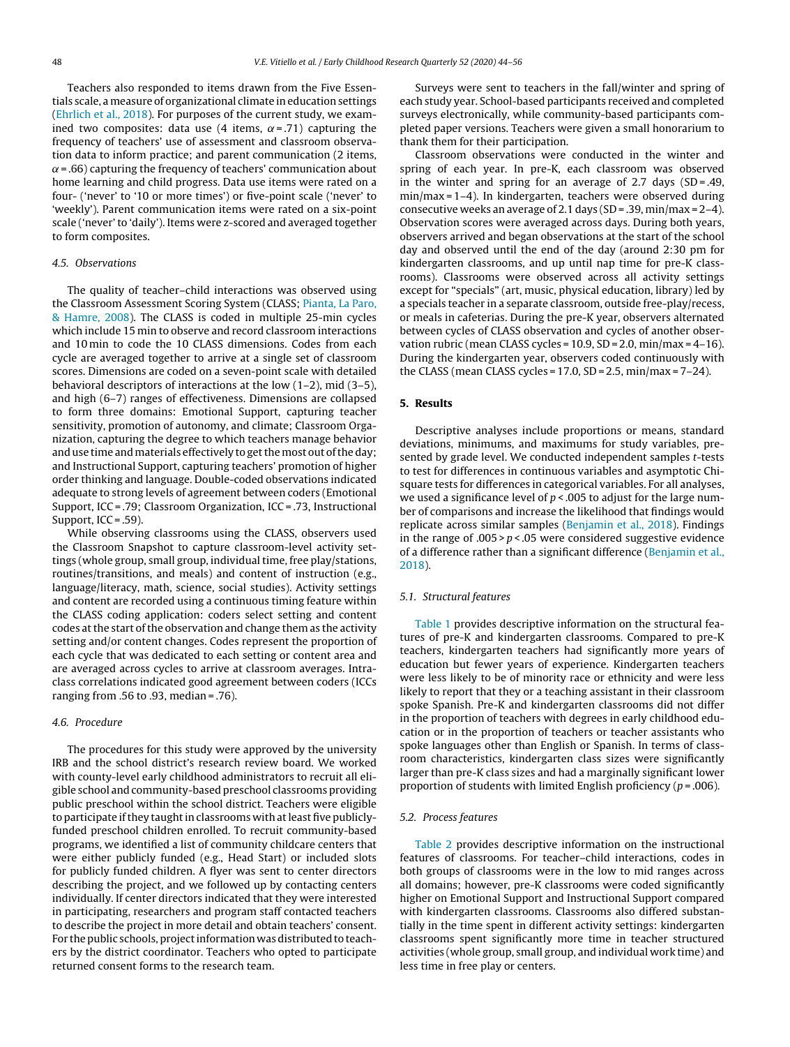Teachers also responded to items drawn from the Five Essentials scale, a measure of organizational climate in education settings (Ehrlich et al., 2018). For purposes of the current study, we examined two composites: data use (4 items, $\alpha = .71$) capturing the frequency of teachers' use of assessment and classroom observation data to inform practice; and parent communication (2 items, $\alpha = .66$) capturing the frequency of teachers' communication about home learning and child progress. Data use items were rated on a four- ('never' to '10 or more times') or five-point scale ('never' to 'weekly'). Parent communication items were rated on a six-point scale ('never' to 'daily'). Items were z-scored and averaged together to form composites.

### 4.5. Observations

The quality of teacher–child interactions was observed using the Classroom Assessment Scoring System (CLASS; Pianta, La Paro, & Hamre, 2008). The CLASS is coded in multiple 25-min cycles which include 15 min to observe and record classroom interactions and 10 min to code the 10 CLASS dimensions. Codes from each cycle are averaged together to arrive at a single set of classroom scores. Dimensions are coded on a seven-point scale with detailed behavioral descriptors of interactions at the low (1–2), mid (3–5), and high (6–7) ranges of effectiveness. Dimensions are collapsed to form three domains: Emotional Support, capturing teacher sensitivity, promotion of autonomy, and climate; Classroom Organization, capturing the degree to which teachers manage behavior and use time and materials effectively to get the most out of the day; and Instructional Support, capturing teachers' promotion of higher order thinking and language. Double-coded observations indicated adequate to strong levels of agreement between coders (Emotional Support, ICC = .79; Classroom Organization, ICC = .73, Instructional Support, ICC = .59).

While observing classrooms using the CLASS, observers used the Classroom Snapshot to capture classroom-level activity settings (whole group, small group, individual time, free play/stations, routines/transitions, and meals) and content of instruction (e.g., language/literacy, math, science, social studies). Activity settings and content are recorded using a continuous timing feature within the CLASS coding application: coders select setting and content codes at the start of the observation and change them as the activity setting and/or content changes. Codes represent the proportion of each cycle that was dedicated to each setting or content area and are averaged across cycles to arrive at classroom averages. Intraclass correlations indicated good agreement between coders (ICCs ranging from .56 to .93, median = .76).

### 4.6. Procedure

The procedures for this study were approved by the university IRB and the school district's research review board. We worked with county-level early childhood administrators to recruit all eligible school and community-based preschool classrooms providing public preschool within the school district. Teachers were eligible to participate if they taught in classrooms with at least five publicly-funded preschool children enrolled. To recruit community-based programs, we identified a list of community childcare centers that were either publicly funded (e.g., Head Start) or included slots for publicly funded children. A flyer was sent to center directors describing the project, and we followed up by contacting centers individually. If center directors indicated that they were interested in participating, researchers and program staff contacted teachers to describe the project in more detail and obtain teachers' consent. For the public schools, project information was distributed to teachers by the district coordinator. Teachers who opted to participate returned consent forms to the research team.

Surveys were sent to teachers in the fall/winter and spring of each study year. School-based participants received and completed surveys electronically, while community-based participants completed paper versions. Teachers were given a small honorarium to thank them for their participation.

Classroom observations were conducted in the winter and spring of each year. In pre-K, each classroom was observed in the winter and spring for an average of 2.7 days (SD = .49, min/max = 1–4). In kindergarten, teachers were observed during consecutive weeks an average of 2.1 days (SD = .39, min/max = 2–4). Observation scores were averaged across days. During both years, observers arrived and began observations at the start of the school day and observed until the end of the day (around 2:30 pm for kindergarten classrooms, and up until nap time for pre-K classrooms). Classrooms were observed across all activity settings except for "specials" (art, music, physical education, library) led by a specials teacher in a separate classroom, outside free-play/recess, or meals in cafeterias. During the pre-K year, observers alternated between cycles of CLASS observation and cycles of another observation rubric (mean CLASS cycles = 10.9, SD = 2.0, min/max = 4–16). During the kindergarten year, observers coded continuously with the CLASS (mean CLASS cycles = 17.0, SD = 2.5, min/max = 7–24).

## 5. Results

Descriptive analyses include proportions or means, standard deviations, minimums, and maximums for study variables, presented by grade level. We conducted independent samples *t*-tests to test for differences in continuous variables and asymptotic Chi-square tests for differences in categorical variables. For all analyses, we used a significance level of $p < .005$ to adjust for the large number of comparisons and increase the likelihood that findings would replicate across similar samples (Benjamin et al., 2018). Findings in the range of $.005 > p < .05$ were considered suggestive evidence of a difference rather than a significant difference (Benjamin et al., 2018).

### 5.1. Structural features

Table 1 provides descriptive information on the structural features of pre-K and kindergarten classrooms. Compared to pre-K teachers, kindergarten teachers had significantly more years of education but fewer years of experience. Kindergarten teachers were less likely to be of minority race or ethnicity and were less likely to report that they or a teaching assistant in their classroom spoke Spanish. Pre-K and kindergarten classrooms did not differ in the proportion of teachers with degrees in early childhood education or in the proportion of teachers or teacher assistants who spoke languages other than English or Spanish. In terms of classroom characteristics, kindergarten class sizes were significantly larger than pre-K class sizes and had a marginally significant lower proportion of students with limited English proficiency ($p = .006$).

### 5.2. Process features

Table 2 provides descriptive information on the instructional features of classrooms. For teacher–child interactions, codes in both groups of classrooms were in the low to mid ranges across all domains; however, pre-K classrooms were coded significantly higher on Emotional Support and Instructional Support compared with kindergarten classrooms. Classrooms also differed substantially in the time spent in different activity settings: kindergarten classrooms spent significantly more time in teacher structured activities (whole group, small group, and individual work time) and less time in free play or centers.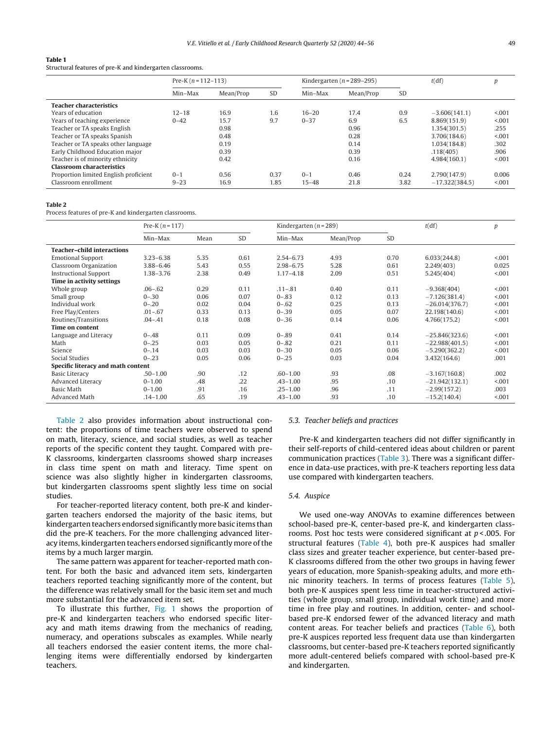**Table 1**
Structural features of pre-K and kindergarten classrooms.

| | Pre-K ($n$ = 112–113) | | | Kindergarten ($n$ = 289–295) | | | $t$(df) | $p$ |
|---|---|---|---|---|---|---|---|---|
| | Min–Max | Mean/Prop | SD | Min–Max | Mean/Prop | SD | | |
| **Teacher characteristics** | | | | | | | | |
| Years of education | 12–18 | 16.9 | 1.6 | 16–20 | 17.4 | 0.9 | −3.606(141.1) | <.001 |
| Years of teaching experience | 0–42 | 15.7 | 9.7 | 0–37 | 6.9 | 6.5 | 8.869(151.9) | <.001 |
| Teacher or TA speaks English | | 0.98 | | | 0.96 | | 1.354(301.5) | .255 |
| Teacher or TA speaks Spanish | | 0.48 | | | 0.28 | | 3.706(184.6) | <.001 |
| Teacher or TA speaks other language | | 0.19 | | | 0.14 | | 1.034(184.8) | .302 |
| Early Childhood Education major | | 0.39 | | | 0.39 | | .118(405) | .906 |
| Teacher is of minority ethnicity | | 0.42 | | | 0.16 | | 4.984(160.1) | <.001 |
| **Classroom characteristics** | | | | | | | | |
| Proportion limited English proficient | 0–1 | 0.56 | 0.37 | 0–1 | 0.46 | 0.24 | 2.790(147.9) | 0.006 |
| Classroom enrollment | 9–23 | 16.9 | 1.85 | 15–48 | 21.8 | 3.82 | −17.322(384.5) | <.001 |

**Table 2**
Process features of pre-K and kindergarten classrooms.

| | Pre-K ($n$ = 117) | | | Kindergarten ($n$ = 289) | | | $t$(df) | $p$ |
|---|---|---|---|---|---|---|---|---|
| | Min–Max | Mean | SD | Min–Max | Mean/Prop | SD | | |
| **Teacher–child interactions** | | | | | | | | |
| Emotional Support | 3.23–6.38 | 5.35 | 0.61 | 2.54–6.73 | 4.93 | 0.70 | 6.033(244.8) | <.001 |
| Classroom Organization | 3.88–6.46 | 5.43 | 0.55 | 2.98–6.75 | 5.28 | 0.61 | 2.249(403) | 0.025 |
| Instructional Support | 1.38–3.76 | 2.38 | 0.49 | 1.17–4.18 | 2.09 | 0.51 | 5.245(404) | <.001 |
| **Time in activity settings** | | | | | | | | |
| Whole group | .06–.62 | 0.29 | 0.11 | .11–.81 | 0.40 | 0.11 | −9.368(404) | <.001 |
| Small group | 0–.30 | 0.06 | 0.07 | 0–.83 | 0.12 | 0.13 | −7.126(381.4) | <.001 |
| Individual work | 0–.20 | 0.02 | 0.04 | 0–.62 | 0.25 | 0.13 | −26.014(376.7) | <.001 |
| Free Play/Centers | .01–.67 | 0.33 | 0.13 | 0–.39 | 0.05 | 0.07 | 22.198(140.6) | <.001 |
| Routines/Transitions | .04–.41 | 0.18 | 0.08 | 0–.36 | 0.14 | 0.06 | 4.766(175.2) | <.001 |
| **Time on content** | | | | | | | | |
| Language and Literacy | 0–.48 | 0.11 | 0.09 | 0–.89 | 0.41 | 0.14 | −25.846(323.6) | <.001 |
| Math | 0–.25 | 0.03 | 0.05 | 0–.82 | 0.21 | 0.11 | −22.988(401.5) | <.001 |
| Science | 0–.14 | 0.03 | 0.03 | 0–.30 | 0.05 | 0.06 | −5.290(362.2) | <.001 |
| Social Studies | 0–.23 | 0.05 | 0.06 | 0–.25 | 0.03 | 0.04 | 3.432(164.6) | .001 |
| **Specific literacy and math content** | | | | | | | | |
| Basic Literacy | .50–1.00 | .90 | .12 | .60–1.00 | .93 | .08 | −3.167(160.8) | .002 |
| Advanced Literacy | 0–1.00 | .48 | .22 | .43–1.00 | .95 | .10 | −21.942(132.1) | <.001 |
| Basic Math | 0–1.00 | .91 | .16 | .25–1.00 | .96 | .11 | −2.99(157.2) | .003 |
| Advanced Math | .14–1.00 | .65 | .19 | .43–1.00 | .93 | .10 | −15.2(140.4) | <.001 |

Table 2 also provides information about instructional content: the proportions of time teachers were observed to spend on math, literacy, science, and social studies, as well as teacher reports of the specific content they taught. Compared with pre-K classrooms, kindergarten classrooms showed sharp increases in class time spent on math and literacy. Time spent on science was also slightly higher in kindergarten classrooms, but kindergarten classrooms spent slightly less time on social studies.

For teacher-reported literacy content, both pre-K and kindergarten teachers endorsed the majority of the basic items, but kindergarten teachers endorsed significantly more basic items than did the pre-K teachers. For the more challenging advanced literacy items, kindergarten teachers endorsed significantly more of the items by a much larger margin.

The same pattern was apparent for teacher-reported math content. For both the basic and advanced item sets, kindergarten teachers reported teaching significantly more of the content, but the difference was relatively small for the basic item set and much more substantial for the advanced item set.

To illustrate this further, Fig. 1 shows the proportion of pre-K and kindergarten teachers who endorsed specific literacy and math items drawing from the mechanics of reading, numeracy, and operations subscales as examples. While nearly all teachers endorsed the easier content items, the more challenging items were differentially endorsed by kindergarten teachers.

### 5.3. Teacher beliefs and practices

Pre-K and kindergarten teachers did not differ significantly in their self-reports of child-centered ideas about children or parent communication practices (Table 3). There was a significant difference in data-use practices, with pre-K teachers reporting less data use compared with kindergarten teachers.

### 5.4. Auspice

We used one-way ANOVAs to examine differences between school-based pre-K, center-based pre-K, and kindergarten classrooms. Post hoc tests were considered significant at $p < .005$. For structural features (Table 4), both pre-K auspices had smaller class sizes and greater teacher experience, but center-based pre-K classrooms differed from the other two groups in having fewer years of education, more Spanish-speaking adults, and more ethnic minority teachers. In terms of process features (Table 5), both pre-K auspices spent less time in teacher-structured activities (whole group, small group, individual work time) and more time in free play and routines. In addition, center- and school-based pre-K endorsed fewer of the advanced literacy and math content areas. For teacher beliefs and practices (Table 6), both pre-K auspices reported less frequent data use than kindergarten classrooms, but center-based pre-K teachers reported significantly more adult-centered beliefs compared with school-based pre-K and kindergarten.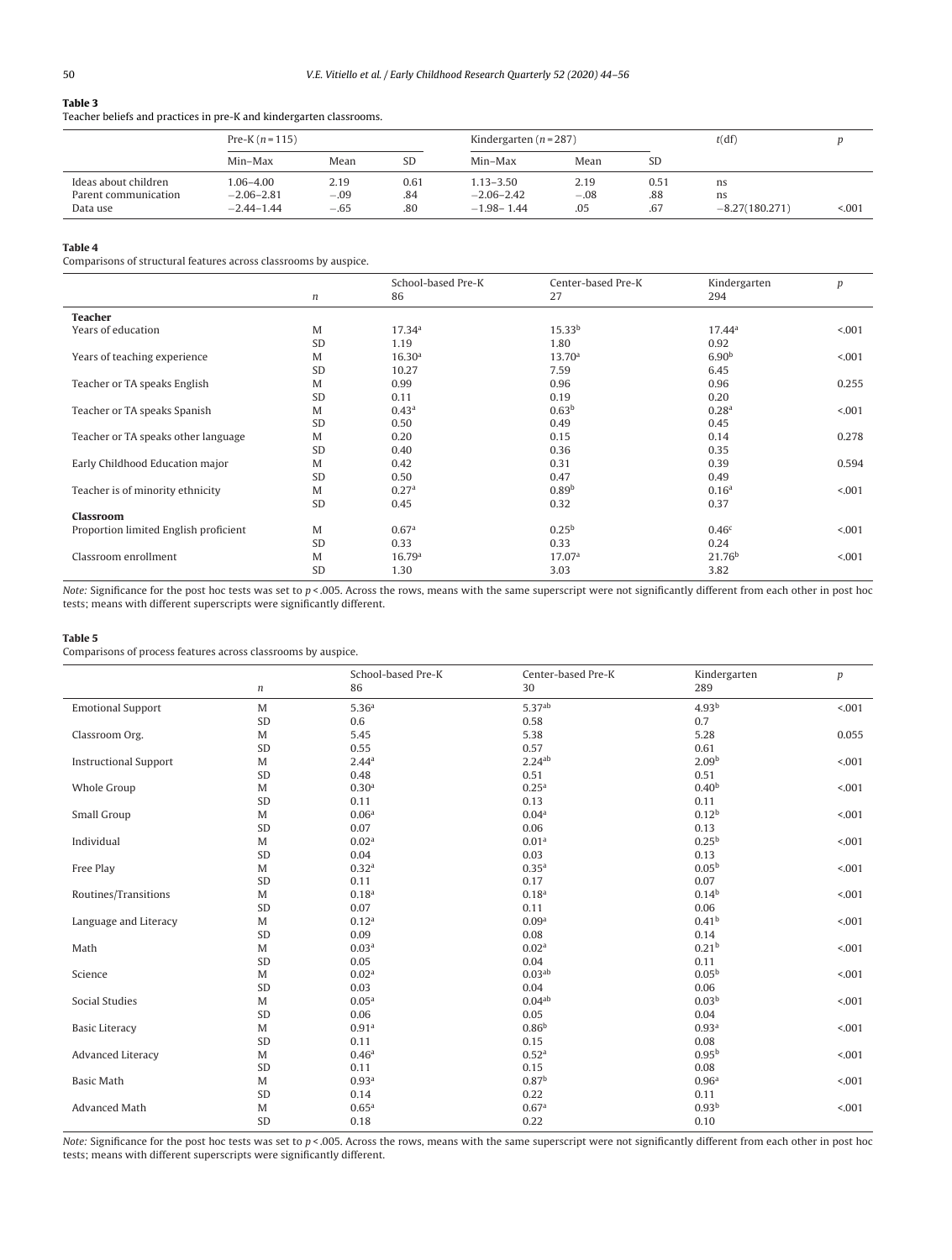**Table 3**
Teacher beliefs and practices in pre-K and kindergarten classrooms.

| | Pre-K ($n$ = 115) | | | Kindergarten ($n$ = 287) | | | $t$(df) | $p$ |
|---|---|---|---|---|---|---|---|---|
| | Min–Max | Mean | SD | Min–Max | Mean | SD | | |
| Ideas about children | 1.06–4.00 | 2.19 | 0.61 | 1.13–3.50 | 2.19 | 0.51 | ns | |
| Parent communication | −2.06–2.81 | −.09 | .84 | −2.06–2.42 | −.08 | .88 | ns | |
| Data use | −2.44–1.44 | −.65 | .80 | −1.98– 1.44 | .05 | .67 | −8.27(180.271) | <.001 |

**Table 4**
Comparisons of structural features across classrooms by auspice.

| | $n$ | School-based Pre-K<br>86 | Center-based Pre-K<br>27 | Kindergarten<br>294 | $p$ |
|---|---|---|---|---|---|
| **Teacher** | | | | | |
| Years of education | M | 17.34[a] | 15.33[b] | 17.44[a] | <.001 |
| | SD | 1.19 | 1.80 | 0.92 | |
| Years of teaching experience | M | 16.30[a] | 13.70[a] | 6.90[b] | <.001 |
| | SD | 10.27 | 7.59 | 6.45 | |
| Teacher or TA speaks English | M | 0.99 | 0.96 | 0.96 | 0.255 |
| | SD | 0.11 | 0.19 | 0.20 | |
| Teacher or TA speaks Spanish | M | 0.43[a] | 0.63[b] | 0.28[a] | <.001 |
| | SD | 0.50 | 0.49 | 0.45 | |
| Teacher or TA speaks other language | M | 0.20 | 0.15 | 0.14 | 0.278 |
| | SD | 0.40 | 0.36 | 0.35 | |
| Early Childhood Education major | M | 0.42 | 0.31 | 0.39 | 0.594 |
| | SD | 0.50 | 0.47 | 0.49 | |
| Teacher is of minority ethnicity | M | 0.27[a] | 0.89[b] | 0.16[a] | <.001 |
| | SD | 0.45 | 0.32 | 0.37 | |
| **Classroom** | | | | | |
| Proportion limited English proficient | M | 0.67[a] | 0.25[b] | 0.46[c] | <.001 |
| | SD | 0.33 | 0.33 | 0.24 | |
| Classroom enrollment | M | 16.79[a] | 17.07[a] | 21.76[b] | <.001 |
| | SD | 1.30 | 3.03 | 3.82 | |

*Note:* Significance for the post hoc tests was set to $p$ <.005. Across the rows, means with the same superscript were not significantly different from each other in post hoc tests; means with different superscripts were significantly different.

**Table 5**
Comparisons of process features across classrooms by auspice.

| | $n$ | School-based Pre-K<br>86 | Center-based Pre-K<br>30 | Kindergarten<br>289 | $p$ |
|---|---|---|---|---|---|
| Emotional Support | M | 5.36[a] | 5.37[ab] | 4.93[b] | <.001 |
| | SD | 0.6 | 0.58 | 0.7 | |
| Classroom Org. | M | 5.45 | 5.38 | 5.28 | 0.055 |
| | SD | 0.55 | 0.57 | 0.61 | |
| Instructional Support | M | 2.44[a] | 2.24[ab] | 2.09[b] | <.001 |
| | SD | 0.48 | 0.51 | 0.51 | |
| Whole Group | M | 0.30[a] | 0.25[a] | 0.40[b] | <.001 |
| | SD | 0.11 | 0.13 | 0.11 | |
| Small Group | M | 0.06[a] | 0.04[a] | 0.12[b] | <.001 |
| | SD | 0.07 | 0.06 | 0.13 | |
| Individual | M | 0.02[a] | 0.01[a] | 0.25[b] | <.001 |
| | SD | 0.04 | 0.03 | 0.13 | |
| Free Play | M | 0.32[a] | 0.35[a] | 0.05[b] | <.001 |
| | SD | 0.11 | 0.17 | 0.07 | |
| Routines/Transitions | M | 0.18[a] | 0.18[a] | 0.14[b] | <.001 |
| | SD | 0.07 | 0.11 | 0.06 | |
| Language and Literacy | M | 0.12[a] | 0.09[a] | 0.41[b] | <.001 |
| | SD | 0.09 | 0.08 | 0.14 | |
| Math | M | 0.03[a] | 0.02[a] | 0.21[b] | <.001 |
| | SD | 0.05 | 0.04 | 0.11 | |
| Science | M | 0.02[a] | 0.03[ab] | 0.05[b] | <.001 |
| | SD | 0.03 | 0.04 | 0.06 | |
| Social Studies | M | 0.05[a] | 0.04[ab] | 0.03[b] | <.001 |
| | SD | 0.06 | 0.05 | 0.04 | |
| Basic Literacy | M | 0.91[a] | 0.86[b] | 0.93[a] | <.001 |
| | SD | 0.11 | 0.15 | 0.08 | |
| Advanced Literacy | M | 0.46[a] | 0.52[a] | 0.95[b] | <.001 |
| | SD | 0.11 | 0.15 | 0.08 | |
| Basic Math | M | 0.93[a] | 0.87[b] | 0.96[a] | <.001 |
| | SD | 0.14 | 0.22 | 0.11 | |
| Advanced Math | M | 0.65[a] | 0.67[a] | 0.93[b] | <.001 |
| | SD | 0.18 | 0.22 | 0.10 | |

*Note:* Significance for the post hoc tests was set to $p$ <.005. Across the rows, means with the same superscript were not significantly different from each other in post hoc tests; means with different superscripts were significantly different.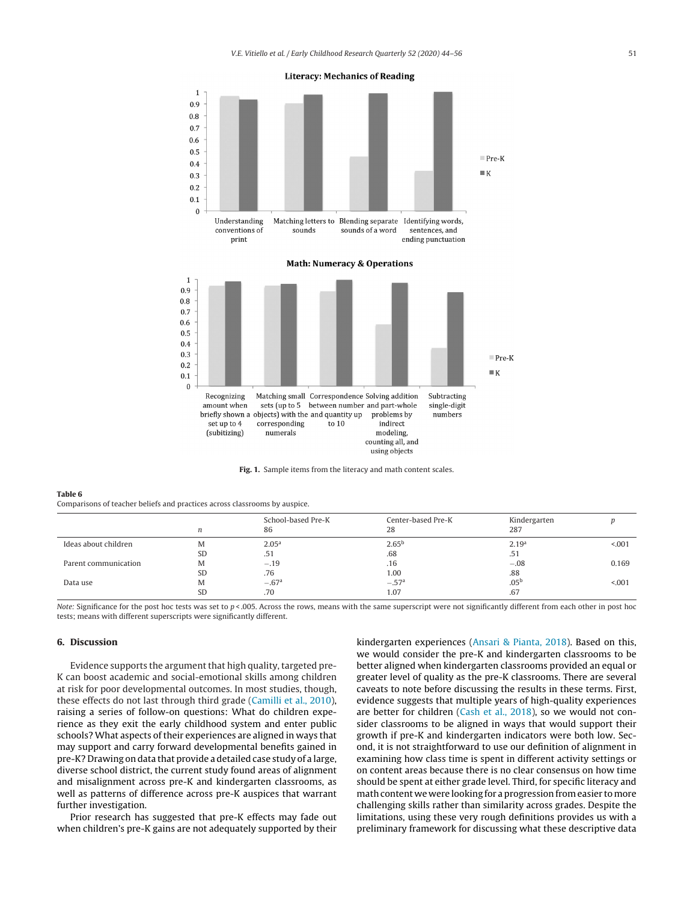**Literacy: Mechanics of Reading**

**Math: Numeracy & Operations**

**Fig. 1.** Sample items from the literacy and math content scales.

**Table 6**
Comparisons of teacher beliefs and practices across classrooms by auspice.

| | | School-based Pre-K | Center-based Pre-K | Kindergarten | *p* |
|---|---|---|---|---|---|
| | *n* | 86 | 28 | 287 | |
| Ideas about children | M | 2.05[a] | 2.65[b] | 2.19[a] | <.001 |
| | SD | .51 | .68 | .51 | |
| Parent communication | M | −.19 | .16 | −.08 | 0.169 |
| | SD | .76 | 1.00 | .88 | |
| Data use | M | −.67[a] | −.57[a] | .05[b] | <.001 |
| | SD | .70 | 1.07 | .67 | |

*Note:* Significance for the post hoc tests was set to $p < .005$. Across the rows, means with the same superscript were not significantly different from each other in post hoc tests; means with different superscripts were significantly different.

## 6. Discussion

Evidence supports the argument that high quality, targeted pre-K can boost academic and social-emotional skills among children at risk for poor developmental outcomes. In most studies, though, these effects do not last through third grade (Camilli et al., 2010), raising a series of follow-on questions: What do children experience as they exit the early childhood system and enter public schools? What aspects of their experiences are aligned in ways that may support and carry forward developmental benefits gained in pre-K? Drawing on data that provide a detailed case study of a large, diverse school district, the current study found areas of alignment and misalignment across pre-K and kindergarten classrooms, as well as patterns of difference across pre-K auspices that warrant further investigation.

Prior research has suggested that pre-K effects may fade out when children's pre-K gains are not adequately supported by their kindergarten experiences (Ansari & Pianta, 2018). Based on this, we would consider the pre-K and kindergarten classrooms to be better aligned when kindergarten classrooms provided an equal or greater level of quality as the pre-K classrooms. There are several caveats to note before discussing the results in these terms. First, evidence suggests that multiple years of high-quality experiences are better for children (Cash et al., 2018), so we would not consider classrooms to be aligned in ways that would support their growth if pre-K and kindergarten indicators were both low. Second, it is not straightforward to use our definition of alignment in examining how class time is spent in different activity settings or on content areas because there is no clear consensus on how time should be spent at either grade level. Third, for specific literacy and math content we were looking for a progression from easier to more challenging skills rather than similarity across grades. Despite the limitations, using these very rough definitions provides us with a preliminary framework for discussing what these descriptive data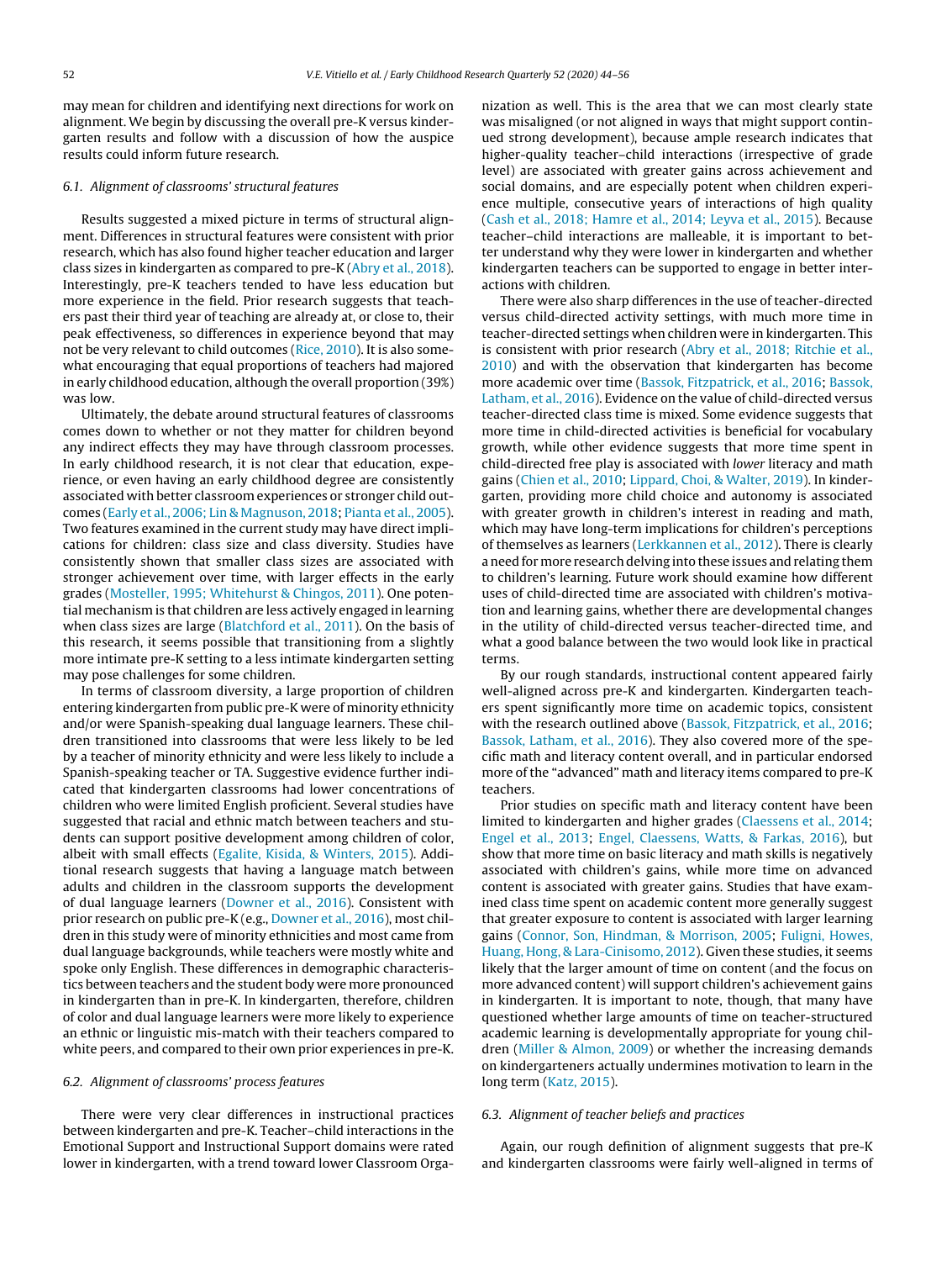may mean for children and identifying next directions for work on alignment. We begin by discussing the overall pre-K versus kindergarten results and follow with a discussion of how the auspice results could inform future research.

### 6.1. Alignment of classrooms' structural features

Results suggested a mixed picture in terms of structural alignment. Differences in structural features were consistent with prior research, which has also found higher teacher education and larger class sizes in kindergarten as compared to pre-K (Abry et al., 2018). Interestingly, pre-K teachers tended to have less education but more experience in the field. Prior research suggests that teachers past their third year of teaching are already at, or close to, their peak effectiveness, so differences in experience beyond that may not be very relevant to child outcomes (Rice, 2010). It is also somewhat encouraging that equal proportions of teachers had majored in early childhood education, although the overall proportion (39%) was low.

Ultimately, the debate around structural features of classrooms comes down to whether or not they matter for children beyond any indirect effects they may have through classroom processes. In early childhood research, it is not clear that education, experience, or even having an early childhood degree are consistently associated with better classroom experiences or stronger child outcomes (Early et al., 2006; Lin & Magnuson, 2018; Pianta et al., 2005). Two features examined in the current study may have direct implications for children: class size and class diversity. Studies have consistently shown that smaller class sizes are associated with stronger achievement over time, with larger effects in the early grades (Mosteller, 1995; Whitehurst & Chingos, 2011). One potential mechanism is that children are less actively engaged in learning when class sizes are large (Blatchford et al., 2011). On the basis of this research, it seems possible that transitioning from a slightly more intimate pre-K setting to a less intimate kindergarten setting may pose challenges for some children.

In terms of classroom diversity, a large proportion of children entering kindergarten from public pre-K were of minority ethnicity and/or were Spanish-speaking dual language learners. These children transitioned into classrooms that were less likely to be led by a teacher of minority ethnicity and were less likely to include a Spanish-speaking teacher or TA. Suggestive evidence further indicated that kindergarten classrooms had lower concentrations of children who were limited English proficient. Several studies have suggested that racial and ethnic match between teachers and students can support positive development among children of color, albeit with small effects (Egalite, Kisida, & Winters, 2015). Additional research suggests that having a language match between adults and children in the classroom supports the development of dual language learners (Downer et al., 2016). Consistent with prior research on public pre-K (e.g., Downer et al., 2016), most children in this study were of minority ethnicities and most came from dual language backgrounds, while teachers were mostly white and spoke only English. These differences in demographic characteristics between teachers and the student body were more pronounced in kindergarten than in pre-K. In kindergarten, therefore, children of color and dual language learners were more likely to experience an ethnic or linguistic mis-match with their teachers compared to white peers, and compared to their own prior experiences in pre-K.

### 6.2. Alignment of classrooms' process features

There were very clear differences in instructional practices between kindergarten and pre-K. Teacher–child interactions in the Emotional Support and Instructional Support domains were rated lower in kindergarten, with a trend toward lower Classroom Organization as well. This is the area that we can most clearly state was misaligned (or not aligned in ways that might support continued strong development), because ample research indicates that higher-quality teacher–child interactions (irrespective of grade level) are associated with greater gains across achievement and social domains, and are especially potent when children experience multiple, consecutive years of interactions of high quality (Cash et al., 2018; Hamre et al., 2014; Leyva et al., 2015). Because teacher–child interactions are malleable, it is important to better understand why they were lower in kindergarten and whether kindergarten teachers can be supported to engage in better interactions with children.

There were also sharp differences in the use of teacher-directed versus child-directed activity settings, with much more time in teacher-directed settings when children were in kindergarten. This is consistent with prior research (Abry et al., 2018; Ritchie et al., 2010) and with the observation that kindergarten has become more academic over time (Bassok, Fitzpatrick, et al., 2016; Bassok, Latham, et al., 2016). Evidence on the value of child-directed versus teacher-directed class time is mixed. Some evidence suggests that more time in child-directed activities is beneficial for vocabulary growth, while other evidence suggests that more time spent in child-directed free play is associated with *lower* literacy and math gains (Chien et al., 2010; Lippard, Choi, & Walter, 2019). In kindergarten, providing more child choice and autonomy is associated with greater growth in children's interest in reading and math, which may have long-term implications for children's perceptions of themselves as learners (Lerkkannen et al., 2012). There is clearly a need for more research delving into these issues and relating them to children's learning. Future work should examine how different uses of child-directed time are associated with children's motivation and learning gains, whether there are developmental changes in the utility of child-directed versus teacher-directed time, and what a good balance between the two would look like in practical terms.

By our rough standards, instructional content appeared fairly well-aligned across pre-K and kindergarten. Kindergarten teachers spent significantly more time on academic topics, consistent with the research outlined above (Bassok, Fitzpatrick, et al., 2016; Bassok, Latham, et al., 2016). They also covered more of the specific math and literacy content overall, and in particular endorsed more of the "advanced" math and literacy items compared to pre-K teachers.

Prior studies on specific math and literacy content have been limited to kindergarten and higher grades (Claessens et al., 2014; Engel et al., 2013; Engel, Claessens, Watts, & Farkas, 2016), but show that more time on basic literacy and math skills is negatively associated with children's gains, while more time on advanced content is associated with greater gains. Studies that have examined class time spent on academic content more generally suggest that greater exposure to content is associated with larger learning gains (Connor, Son, Hindman, & Morrison, 2005; Fuligni, Howes, Huang, Hong, & Lara-Cinisomo, 2012). Given these studies, it seems likely that the larger amount of time on content (and the focus on more advanced content) will support children's achievement gains in kindergarten. It is important to note, though, that many have questioned whether large amounts of time on teacher-structured academic learning is developmentally appropriate for young children (Miller & Almon, 2009) or whether the increasing demands on kindergarteners actually undermines motivation to learn in the long term (Katz, 2015).

### 6.3. Alignment of teacher beliefs and practices

Again, our rough definition of alignment suggests that pre-K and kindergarten classrooms were fairly well-aligned in terms of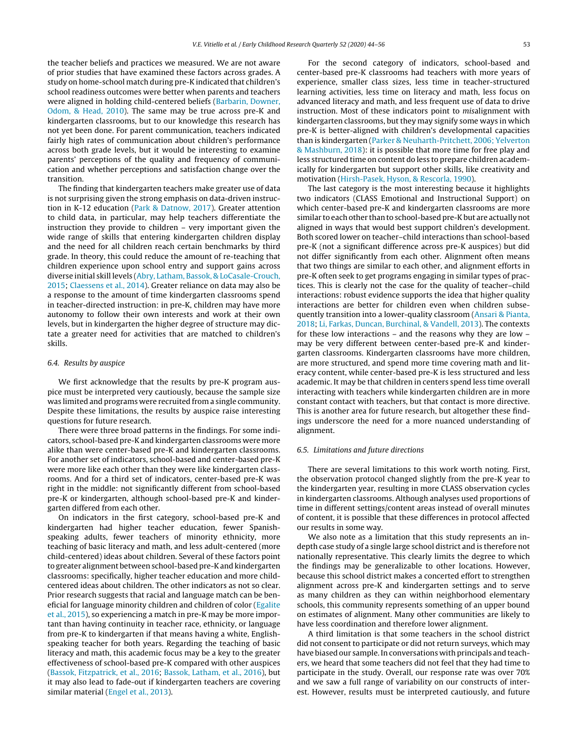the teacher beliefs and practices we measured. We are not aware of prior studies that have examined these factors across grades. A study on home-school match during pre-K indicated that children's school readiness outcomes were better when parents and teachers were aligned in holding child-centered beliefs (Barbarin, Downer, Odom, & Head, 2010). The same may be true across pre-K and kindergarten classrooms, but to our knowledge this research has not yet been done. For parent communication, teachers indicated fairly high rates of communication about children's performance across both grade levels, but it would be interesting to examine parents' perceptions of the quality and frequency of communication and whether perceptions and satisfaction change over the transition.

The finding that kindergarten teachers make greater use of data is not surprising given the strong emphasis on data-driven instruction in K-12 education (Park & Datnow, 2017). Greater attention to child data, in particular, may help teachers differentiate the instruction they provide to children – very important given the wide range of skills that entering kindergarten children display and the need for all children reach certain benchmarks by third grade. In theory, this could reduce the amount of re-teaching that children experience upon school entry and support gains across diverse initial skill levels (Abry, Latham, Bassok, & LoCasale-Crouch, 2015; Claessens et al., 2014). Greater reliance on data may also be a response to the amount of time kindergarten classrooms spend in teacher-directed instruction: in pre-K, children may have more autonomy to follow their own interests and work at their own levels, but in kindergarten the higher degree of structure may dictate a greater need for activities that are matched to children's skills.

### 6.4. Results by auspice

We first acknowledge that the results by pre-K program auspice must be interpreted very cautiously, because the sample size was limited and programs were recruited from a single community. Despite these limitations, the results by auspice raise interesting questions for future research.

There were three broad patterns in the findings. For some indicators, school-based pre-K and kindergarten classrooms were more alike than were center-based pre-K and kindergarten classrooms. For another set of indicators, school-based and center-based pre-K were more like each other than they were like kindergarten classrooms. And for a third set of indicators, center-based pre-K was right in the middle: not significantly different from school-based pre-K or kindergarten, although school-based pre-K and kindergarten differed from each other.

On indicators in the first category, school-based pre-K and kindergarten had higher teacher education, fewer Spanish-speaking adults, fewer teachers of minority ethnicity, more teaching of basic literacy and math, and less adult-centered (more child-centered) ideas about children. Several of these factors point to greater alignment between school-based pre-K and kindergarten classrooms: specifically, higher teacher education and more child-centered ideas about children. The other indicators as not so clear. Prior research suggests that racial and language match can be beneficial for language minority children and children of color (Egalite et al., 2015), so experiencing a match in pre-K may be more important than having continuity in teacher race, ethnicity, or language from pre-K to kindergarten if that means having a white, English-speaking teacher for both years. Regarding the teaching of basic literacy and math, this academic focus may be a key to the greater effectiveness of school-based pre-K compared with other auspices (Bassok, Fitzpatrick, et al., 2016; Bassok, Latham, et al., 2016), but it may also lead to fade-out if kindergarten teachers are covering similar material (Engel et al., 2013).

For the second category of indicators, school-based and center-based pre-K classrooms had teachers with more years of experience, smaller class sizes, less time in teacher-structured learning activities, less time on literacy and math, less focus on advanced literacy and math, and less frequent use of data to drive instruction. Most of these indicators point to *mis*alignment with kindergarten classrooms, but they may signify some ways in which pre-K is better-aligned with children's developmental capacities than is kindergarten (Parker & Neuharth-Pritchett, 2006; Yelverton & Mashburn, 2018): it is possible that more time for free play and less structured time on content do less to prepare children academically for kindergarten but support other skills, like creativity and motivation (Hirsh-Pasek, Hyson, & Rescorla, 1990).

The last category is the most interesting because it highlights two indicators (CLASS Emotional and Instructional Support) on which center-based pre-K and kindergarten classrooms are more similar to each other than to school-based pre-K but are actually not aligned in ways that would best support children's development. Both scored lower on teacher–child interactions than school-based pre-K (not a significant difference across pre-K auspices) but did not differ significantly from each other. Alignment often means that two things are similar to each other, and alignment efforts in pre-K often seek to get programs engaging in similar types of practices. This is clearly not the case for the quality of teacher–child interactions: robust evidence supports the idea that higher quality interactions are better for children even when children subsequently transition into a lower-quality classroom (Ansari & Pianta, 2018; Li, Farkas, Duncan, Burchinal, & Vandell, 2013). The contexts for these low interactions – and the reasons why they are low – may be very different between center-based pre-K and kindergarten classrooms. Kindergarten classrooms have more children, are more structured, and spend more time covering math and literacy content, while center-based pre-K is less structured and less academic. It may be that children in centers spend less time overall interacting with teachers while kindergarten children are in more constant contact with teachers, but that contact is more directive. This is another area for future research, but altogether these findings underscore the need for a more nuanced understanding of alignment.

### 6.5. Limitations and future directions

There are several limitations to this work worth noting. First, the observation protocol changed slightly from the pre-K year to the kindergarten year, resulting in more CLASS observation cycles in kindergarten classrooms. Although analyses used proportions of time in different settings/content areas instead of overall minutes of content, it is possible that these differences in protocol affected our results in some way.

We also note as a limitation that this study represents an in-depth case study of a single large school district and is therefore not nationally representative. This clearly limits the degree to which the findings may be generalizable to other locations. However, because this school district makes a concerted effort to strengthen alignment across pre-K and kindergarten settings and to serve as many children as they can within neighborhood elementary schools, this community represents something of an upper bound on estimates of alignment. Many other communities are likely to have less coordination and therefore lower alignment.

A third limitation is that some teachers in the school district did not consent to participate or did not return surveys, which may have biased our sample. In conversations with principals and teachers, we heard that some teachers did not feel that they had time to participate in the study. Overall, our response rate was over 70% and we saw a full range of variability on our constructs of interest. However, results must be interpreted cautiously, and future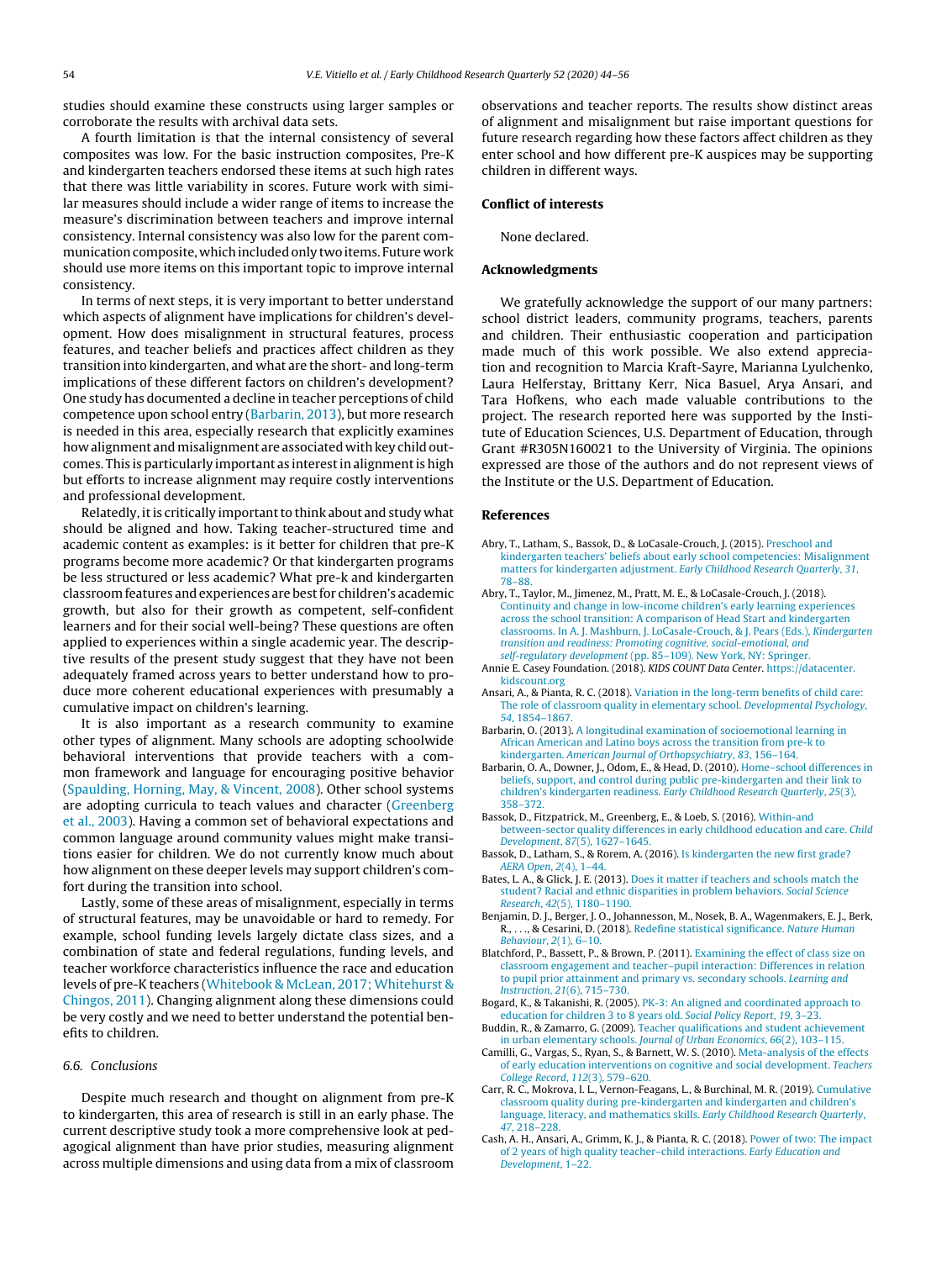studies should examine these constructs using larger samples or corroborate the results with archival data sets.

A fourth limitation is that the internal consistency of several composites was low. For the basic instruction composites, Pre-K and kindergarten teachers endorsed these items at such high rates that there was little variability in scores. Future work with similar measures should include a wider range of items to increase the measure's discrimination between teachers and improve internal consistency. Internal consistency was also low for the parent communication composite, which included only two items. Future work should use more items on this important topic to improve internal consistency.

In terms of next steps, it is very important to better understand which aspects of alignment have implications for children's development. How does misalignment in structural features, process features, and teacher beliefs and practices affect children as they transition into kindergarten, and what are the short- and long-term implications of these different factors on children's development? One study has documented a decline in teacher perceptions of child competence upon school entry (Barbarin, 2013), but more research is needed in this area, especially research that explicitly examines how alignment and misalignment are associated with key child outcomes. This is particularly important as interest in alignment is high but efforts to increase alignment may require costly interventions and professional development.

Relatedly, it is critically important to think about and study what should be aligned and how. Taking teacher-structured time and academic content as examples: is it better for children that pre-K programs become more academic? Or that kindergarten programs be less structured or less academic? What pre-k and kindergarten classroom features and experiences are best for children's academic growth, but also for their growth as competent, self-confident learners and for their social well-being? These questions are often applied to experiences within a single academic year. The descriptive results of the present study suggest that they have not been adequately framed across years to better understand how to produce more coherent educational experiences with presumably a cumulative impact on children's learning.

It is also important as a research community to examine other types of alignment. Many schools are adopting schoolwide behavioral interventions that provide teachers with a common framework and language for encouraging positive behavior (Spaulding, Horning, May, & Vincent, 2008). Other school systems are adopting curricula to teach values and character (Greenberg et al., 2003). Having a common set of behavioral expectations and common language around community values might make transitions easier for children. We do not currently know much about how alignment on these deeper levels may support children's comfort during the transition into school.

Lastly, some of these areas of misalignment, especially in terms of structural features, may be unavoidable or hard to remedy. For example, school funding levels largely dictate class sizes, and a combination of state and federal regulations, funding levels, and teacher workforce characteristics influence the race and education levels of pre-K teachers (Whitebook & McLean, 2017; Whitehurst & Chingos, 2011). Changing alignment along these dimensions could be very costly and we need to better understand the potential benefits to children.

### 6.6. Conclusions

Despite much research and thought on alignment from pre-K to kindergarten, this area of research is still in an early phase. The current descriptive study took a more comprehensive look at pedagogical alignment than have prior studies, measuring alignment across multiple dimensions and using data from a mix of classroom observations and teacher reports. The results show distinct areas of alignment and misalignment but raise important questions for future research regarding how these factors affect children as they enter school and how different pre-K auspices may be supporting children in different ways.

## Conflict of interests

None declared.

## Acknowledgments

We gratefully acknowledge the support of our many partners: school district leaders, community programs, teachers, parents and children. Their enthusiastic cooperation and participation made much of this work possible. We also extend appreciation and recognition to Marcia Kraft-Sayre, Marianna Lyulchenko, Laura Helferstay, Brittany Kerr, Nica Basuel, Arya Ansari, and Tara Hofkens, who each made valuable contributions to the project. The research reported here was supported by the Institute of Education Sciences, U.S. Department of Education, through Grant #R305N160021 to the University of Virginia. The opinions expressed are those of the authors and do not represent views of the Institute or the U.S. Department of Education.

## References

Abry, T., Latham, S., Bassok, D., & LoCasale-Crouch, J. (2015). Preschool and kindergarten teachers' beliefs about early school competencies: Misalignment matters for kindergarten adjustment. *Early Childhood Research Quarterly*, *31*, 78–88.

Abry, T., Taylor, M., Jimenez, M., Pratt, M. E., & LoCasale-Crouch, J. (2018). Continuity and change in low-income children's early learning experiences across the school transition: A comparison of Head Start and kindergarten classrooms. In A. J. Mashburn, J. LoCasale-Crouch, & J. Pears (Eds.), *Kindergarten transition and readiness: Promoting cognitive, social-emotional, and self-regulatory development* (pp. 85–109). New York, NY: Springer.

Annie E. Casey Foundation. (2018). *KIDS COUNT Data Center*. https://datacenter.kidscount.org

Ansari, A., & Pianta, R. C. (2018). Variation in the long-term benefits of child care: The role of classroom quality in elementary school. *Developmental Psychology*, *54*, 1854–1867.

Barbarin, O. (2013). A longitudinal examination of socioemotional learning in African American and Latino boys across the transition from pre-k to kindergarten. *American Journal of Orthopsychiatry*, *83*, 156–164.

Barbarin, O. A., Downer, J., Odom, E., & Head, D. (2010). Home–school differences in beliefs, support, and control during public pre-kindergarten and their link to children's kindergarten readiness. *Early Childhood Research Quarterly*, *25*(3), 358–372.

Bassok, D., Fitzpatrick, M., Greenberg, E., & Loeb, S. (2016). Within-and between-sector quality differences in early childhood education and care. *Child Development*, *87*(5), 1627–1645.

Bassok, D., Latham, S., & Rorem, A. (2016). Is kindergarten the new first grade? *AERA Open*, *2*(4), 1–44.

Bates, L. A., & Glick, J. E. (2013). Does it matter if teachers and schools match the student? Racial and ethnic disparities in problem behaviors. *Social Science Research*, *42*(5), 1180–1190.

Benjamin, D. J., Berger, J. O., Johannesson, M., Nosek, B. A., Wagenmakers, E. J., Berk, R., . . ., & Cesarini, D. (2018). Redefine statistical significance. *Nature Human Behaviour*, *2*(1), 6–10.

Blatchford, P., Bassett, P., & Brown, P. (2011). Examining the effect of class size on classroom engagement and teacher–pupil interaction: Differences in relation to pupil prior attainment and primary vs. secondary schools. *Learning and Instruction*, *21*(6), 715–730.

Bogard, K., & Takanishi, R. (2005). PK-3: An aligned and coordinated approach to education for children 3 to 8 years old. *Social Policy Report*, *19*, 3–23.

Buddin, R., & Zamarro, G. (2009). Teacher qualifications and student achievement in urban elementary schools. *Journal of Urban Economics*, *66*(2), 103–115.

Camilli, G., Vargas, S., Ryan, S., & Barnett, W. S. (2010). Meta-analysis of the effects of early education interventions on cognitive and social development. *Teachers College Record*, *112*(3), 579–620.

Carr, R. C., Mokrova, I. L., Vernon-Feagans, L., & Burchinal, M. R. (2019). Cumulative classroom quality during pre-kindergarten and kindergarten and children's language, literacy, and mathematics skills. *Early Childhood Research Quarterly*, *47*, 218–228.

Cash, A. H., Ansari, A., Grimm, K. J., & Pianta, R. C. (2018). Power of two: The impact of 2 years of high quality teacher–child interactions. *Early Education and Development*, 1–22.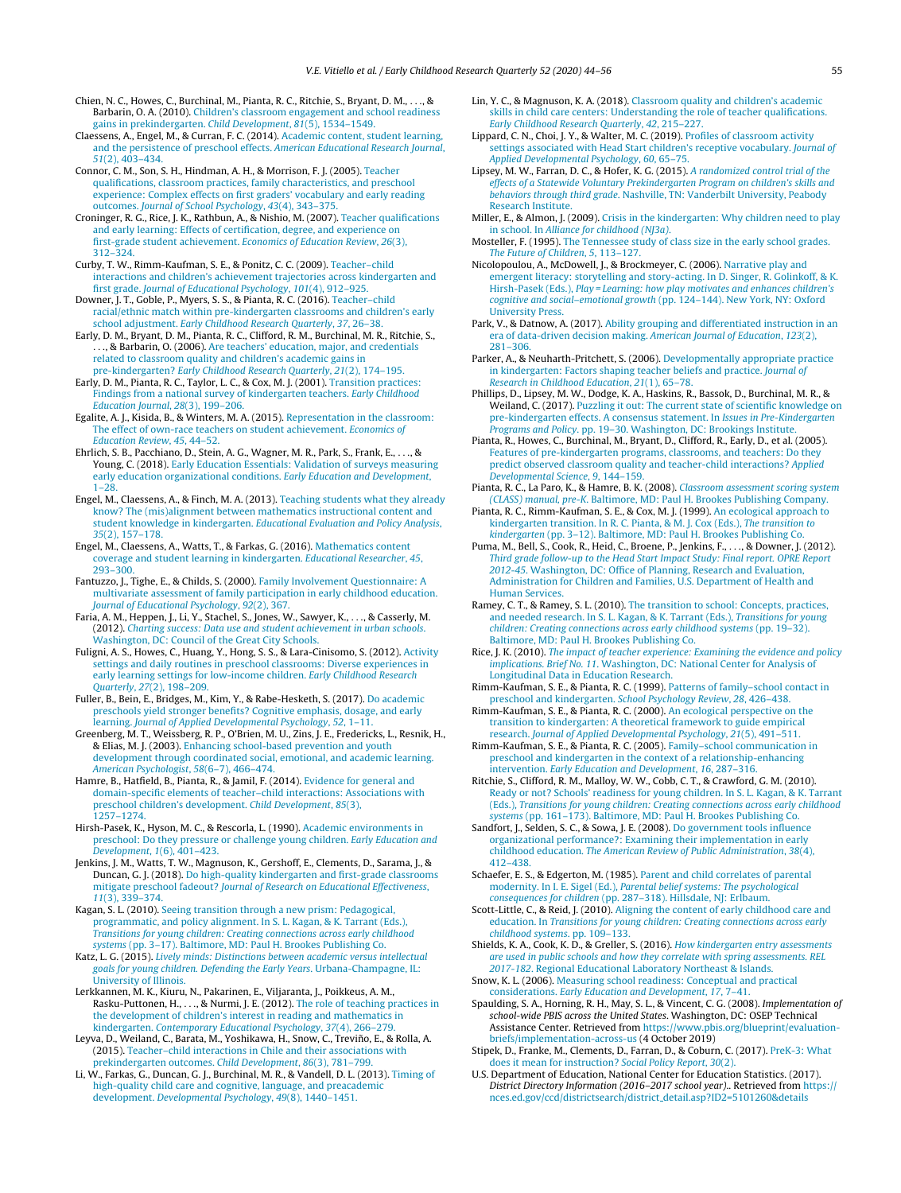Chien, N. C., Howes, C., Burchinal, M., Pianta, R. C., Ritchie, S., Bryant, D. M., . . ., & Barbarin, O. A. (2010). Children's classroom engagement and school readiness gains in prekindergarten. *Child Development*, *81*(5), 1534–1549.

Claessens, A., Engel, M., & Curran, F. C. (2014). Academic content, student learning, and the persistence of preschool effects. *American Educational Research Journal*, *51*(2), 403–434.

Connor, C. M., Son, S. H., Hindman, A. H., & Morrison, F. J. (2005). Teacher qualifications, classroom practices, family characteristics, and preschool experience: Complex effects on first graders' vocabulary and early reading outcomes. *Journal of School Psychology*, *43*(4), 343–375.

Croninger, R. G., Rice, J. K., Rathbun, A., & Nishio, M. (2007). Teacher qualifications and early learning: Effects of certification, degree, and experience on first-grade student achievement. *Economics of Education Review*, *26*(3), 312–324.

Curby, T. W., Rimm-Kaufman, S. E., & Ponitz, C. C. (2009). Teacher–child interactions and children's achievement trajectories across kindergarten and first grade. *Journal of Educational Psychology*, *101*(4), 912–925.

Downer, J. T., Goble, P., Myers, S. S., & Pianta, R. C. (2016). Teacher–child racial/ethnic match within pre-kindergarten classrooms and children's early school adjustment. *Early Childhood Research Quarterly*, *37*, 26–38.

Early, D. M., Bryant, D. M., Pianta, R. C., Clifford, R. M., Burchinal, M. R., Ritchie, S., . . ., & Barbarin, O. (2006). Are teachers' education, major, and credentials related to classroom quality and children's academic gains in pre-kindergarten? *Early Childhood Research Quarterly*, *21*(2), 174–195.

Early, D. M., Pianta, R. C., Taylor, L. C., & Cox, M. J. (2001). Transition practices: Findings from a national survey of kindergarten teachers. *Early Childhood Education Journal*, *28*(3), 199–206.

Egalite, A. J., Kisida, B., & Winters, M. A. (2015). Representation in the classroom: The effect of own-race teachers on student achievement. *Economics of Education Review*, *45*, 44–52.

Ehrlich, S. B., Pacchiano, D., Stein, A. G., Wagner, M. R., Park, S., Frank, E., . . ., & Young, C. (2018). Early Education Essentials: Validation of surveys measuring early education organizational conditions. *Early Education and Development*, 1–28.

Engel, M., Claessens, A., & Finch, M. A. (2013). Teaching students what they already know? The (mis)alignment between mathematics instructional content and student knowledge in kindergarten. *Educational Evaluation and Policy Analysis*, *35*(2), 157–178.

Engel, M., Claessens, A., Watts, T., & Farkas, G. (2016). Mathematics content coverage and student learning in kindergarten. *Educational Researcher*, *45*, 293–300.

Fantuzzo, J., Tighe, E., & Childs, S. (2000). Family Involvement Questionnaire: A multivariate assessment of family participation in early childhood education. *Journal of Educational Psychology*, *92*(2), 367.

Faria, A. M., Heppen, J., Li, Y., Stachel, S., Jones, W., Sawyer, K., . . ., & Casserly, M. (2012). *Charting success: Data use and student achievement in urban schools*. Washington, DC: Council of the Great City Schools.

Fuligni, A. S., Howes, C., Huang, Y., Hong, S. S., & Lara-Cinisomo, S. (2012). Activity settings and daily routines in preschool classrooms: Diverse experiences in early learning settings for low-income children. *Early Childhood Research Quarterly*, *27*(2), 198–209.

Fuller, B., Bein, E., Bridges, M., Kim, Y., & Rabe-Hesketh, S. (2017). Do academic preschools yield stronger benefits? Cognitive emphasis, dosage, and early learning. *Journal of Applied Developmental Psychology*, *52*, 1–11.

Greenberg, M. T., Weissberg, R. P., O'Brien, M. U., Zins, J. E., Fredericks, L., Resnik, H., & Elias, M. J. (2003). Enhancing school-based prevention and youth development through coordinated social, emotional, and academic learning. *American Psychologist*, *58*(6–7), 466–474.

Hamre, B., Hatfield, B., Pianta, R., & Jamil, F. (2014). Evidence for general and domain-specific elements of teacher–child interactions: Associations with preschool children's development. *Child Development*, *85*(3), 1257–1274.

Hirsh-Pasek, K., Hyson, M. C., & Rescorla, L. (1990). Academic environments in preschool: Do they pressure or challenge young children. *Early Education and Development*, *1*(6), 401–423.

Jenkins, J. M., Watts, T. W., Magnuson, K., Gershoff, E., Clements, D., Sarama, J., & Duncan, G. J. (2018). Do high-quality kindergarten and first-grade classrooms mitigate preschool fadeout? *Journal of Research on Educational Effectiveness*, *11*(3), 339–374.

Kagan, S. L. (2010). Seeing transition through a new prism: Pedagogical, programmatic, and policy alignment. In S. L. Kagan, & K. Tarrant (Eds.), *Transitions for young children: Creating connections across early childhood systems* (pp. 3–17). Baltimore, MD: Paul H. Brookes Publishing Co.

Katz, L. G. (2015). *Lively minds: Distinctions between academic versus intellectual goals for young children. Defending the Early Years*. Urbana-Champagne, IL: University of Illinois.

Lerkkannen, M. K., Kiuru, N., Pakarinen, E., Viljaranta, J., Poikkeus, A. M., Rasku-Puttonen, H., . . ., & Nurmi, J. E. (2012). The role of teaching practices in the development of children's interest in reading and mathematics in kindergarten. *Contemporary Educational Psychology*, *37*(4), 266–279.

Leyva, D., Weiland, C., Barata, M., Yoshikawa, H., Snow, C., Treviño, E., & Rolla, A. (2015). Teacher–child interactions in Chile and their associations with prekindergarten outcomes. *Child Development*, *86*(3), 781–799.

Li, W., Farkas, G., Duncan, G. J., Burchinal, M. R., & Vandell, D. L. (2013). Timing of high-quality child care and cognitive, language, and preacademic development. *Developmental Psychology*, *49*(8), 1440–1451.

Lin, Y. C., & Magnuson, K. A. (2018). Classroom quality and children's academic skills in child care centers: Understanding the role of teacher qualifications. *Early Childhood Research Quarterly*, *42*, 215–227.

Lippard, C. N., Choi, J. Y., & Walter, M. C. (2019). Profiles of classroom activity settings associated with Head Start children's receptive vocabulary. *Journal of Applied Developmental Psychology*, *60*, 65–75.

Lipsey, M. W., Farran, D. C., & Hofer, K. G. (2015). *A randomized control trial of the effects of a Statewide Voluntary Prekindergarten Program on children's skills and behaviors through third grade*. Nashville, TN: Vanderbilt University, Peabody Research Institute.

Miller, E., & Almon, J. (2009). Crisis in the kindergarten: Why children need to play in school. In *Alliance for childhood (NJ3a)*.

Mosteller, F. (1995). The Tennessee study of class size in the early school grades. *The Future of Children*, *5*, 113–127.

Nicolopoulou, A., McDowell, J., & Brockmeyer, C. (2006). Narrative play and emergent literacy: storytelling and story-acting. In D. Singer, R. Golinkoff, & K. Hirsh-Pasek (Eds.), *Play = Learning: how play motivates and enhances children's cognitive and social–emotional growth* (pp. 124–144). New York, NY: Oxford University Press.

Park, V., & Datnow, A. (2017). Ability grouping and differentiated instruction in an era of data-driven decision making. *American Journal of Education*, *123*(2), 281–306.

Parker, A., & Neuharth-Pritchett, S. (2006). Developmentally appropriate practice in kindergarten: Factors shaping teacher beliefs and practice. *Journal of Research in Childhood Education*, *21*(1), 65–78.

Phillips, D., Lipsey, M. W., Dodge, K. A., Haskins, R., Bassok, D., Burchinal, M. R., & Weiland, C. (2017). Puzzling it out: The current state of scientific knowledge on pre-kindergarten effects. A consensus statement. In *Issues in Pre-Kindergarten Programs and Policy*. pp. 19–30. Washington, DC: Brookings Institute.

Pianta, R., Howes, C., Burchinal, M., Bryant, D., Clifford, R., Early, D., et al. (2005). Features of pre-kindergarten programs, classrooms, and teachers: Do they predict observed classroom quality and teacher-child interactions? *Applied Developmental Science*, *9*, 144–159.

Pianta, R. C., La Paro, K., & Hamre, B. K. (2008). *Classroom assessment scoring system (CLASS) manual, pre-K*. Baltimore, MD: Paul H. Brookes Publishing Company.

Pianta, R. C., Rimm-Kaufman, S. E., & Cox, M. J. (1999). An ecological approach to kindergarten transition. In R. C. Pianta, & M. J. Cox (Eds.), *The transition to kindergarten* (pp. 3–12). Baltimore, MD: Paul H. Brookes Publishing Co.

Puma, M., Bell, S., Cook, R., Heid, C., Broene, P., Jenkins, F., . . ., & Downer, J. (2012). *Third grade follow-up to the Head Start Impact Study: Final report. OPRE Report 2012-45*. Washington, DC: Office of Planning, Research and Evaluation, Administration for Children and Families, U.S. Department of Health and Human Services.

Ramey, C. T., & Ramey, S. L. (2010). The transition to school: Concepts, practices, and needed research. In S. L. Kagan, & K. Tarrant (Eds.), *Transitions for young children: Creating connections across early childhood systems* (pp. 19–32). Baltimore, MD: Paul H. Brookes Publishing Co.

Rice, J. K. (2010). *The impact of teacher experience: Examining the evidence and policy implications. Brief No. 11*. Washington, DC: National Center for Analysis of Longitudinal Data in Education Research.

Rimm-Kaufman, S. E., & Pianta, R. C. (1999). Patterns of family–school contact in preschool and kindergarten. *School Psychology Review*, *28*, 426–438.

Rimm-Kaufman, S. E., & Pianta, R. C. (2000). An ecological perspective on the transition to kindergarten: A theoretical framework to guide empirical research. *Journal of Applied Developmental Psychology*, *21*(5), 491–511.

Rimm-Kaufman, S. E., & Pianta, R. C. (2005). Family–school communication in preschool and kindergarten in the context of a relationship-enhancing intervention. *Early Education and Development*, *16*, 287–316.

Ritchie, S., Clifford, R. M., Malloy, W. W., Cobb, C. T., & Crawford, G. M. (2010). Ready or not? Schools' readiness for young children. In S. L. Kagan, & K. Tarrant (Eds.), *Transitions for young children: Creating connections across early childhood systems* (pp. 161–173). Baltimore, MD: Paul H. Brookes Publishing Co.

Sandfort, J., Selden, S. C., & Sowa, J. E. (2008). Do government tools influence organizational performance?: Examining their implementation in early childhood education. *The American Review of Public Administration*, *38*(4), 412–438.

Schaefer, E. S., & Edgerton, M. (1985). Parent and child correlates of parental modernity. In I. E. Sigel (Ed.), *Parental belief systems: The psychological consequences for children* (pp. 287–318). Hillsdale, NJ: Erlbaum.

Scott-Little, C., & Reid, J. (2010). Aligning the content of early childhood care and education. In *Transitions for young children: Creating connections across early childhood systems*. pp. 109–133.

Shields, K. A., Cook, K. D., & Greller, S. (2016). *How kindergarten entry assessments are used in public schools and how they correlate with spring assessments. REL 2017-182*. Regional Educational Laboratory Northeast & Islands.

Snow, K. L. (2006). Measuring school readiness: Conceptual and practical considerations. *Early Education and Development*, *17*, 7–41.

Spaulding, S. A., Horning, R. H., May, S. L., & Vincent, C. G. (2008). *Implementation of school-wide PBIS across the United States*. Washington, DC: OSEP Technical Assistance Center. Retrieved from https://www.pbis.org/blueprint/evaluation-briefs/implementation-across-us (4 October 2019)

Stipek, D., Franke, M., Clements, D., Farran, D., & Coburn, C. (2017). PreK-3: What does it mean for instruction? *Social Policy Report*, *30*(2).

U.S. Department of Education, National Center for Education Statistics. (2017). *District Directory Information (2016–2017 school year)*.. Retrieved from https://nces.ed.gov/ccd/districtsearch/district_detail.asp?ID2=5101260&details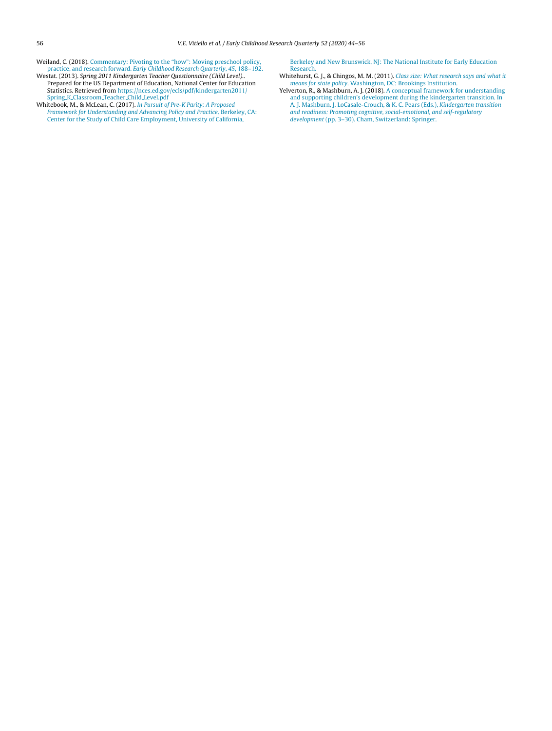Weiland, C. (2018). Commentary: Pivoting to the "how": Moving preschool policy, practice, and research forward. *Early Childhood Research Quarterly*, *45*, 188–192.

Westat. (2013). *Spring 2011 Kindergarten Teacher Questionnaire (Child Level)*.. Prepared for the US Department of Education, National Center for Education Statistics. Retrieved from https://nces.ed.gov/ecls/pdf/kindergarten2011/Spring_K_Classroom_Teacher_Child_Level.pdf

Whitebook, M., & McLean, C. (2017). *In Pursuit of Pre-K Parity: A Proposed Framework for Understanding and Advancing Policy and Practice*. Berkeley, CA: Center for the Study of Child Care Employment, University of California, Berkeley and New Brunswick, NJ: The National Institute for Early Education Research.

Whitehurst, G. J., & Chingos, M. M. (2011). *Class size: What research says and what it means for state policy*. Washington, DC: Brookings Institution.

Yelverton, R., & Mashburn, A. J. (2018). A conceptual framework for understanding and supporting children's development during the kindergarten transition. In A. J. Mashburn, J. LoCasale-Crouch, & K. C. Pears (Eds.), *Kindergarten transition and readiness: Promoting cognitive, social-emotional, and self-regulatory development* (pp. 3–30). Cham, Switzerland: Springer.